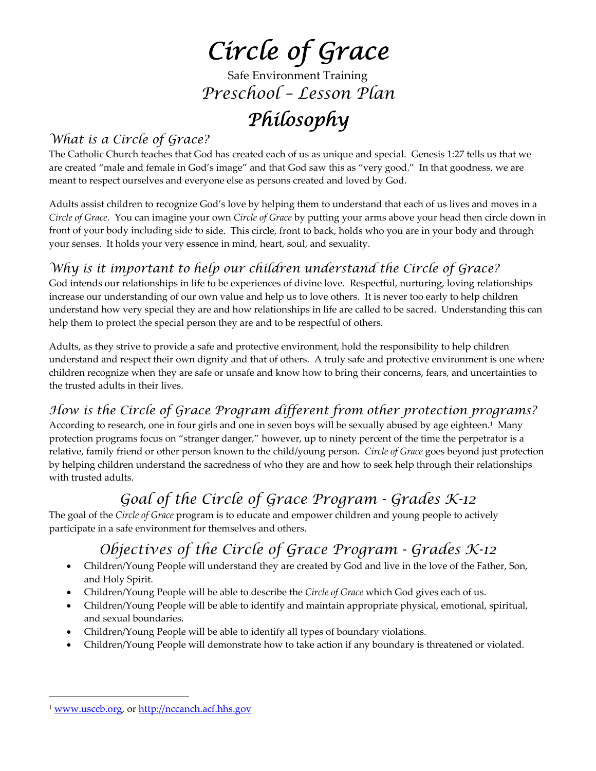# Circle of Grace

Safe Environment Training

## Preschool – Lesson Plan

# Philosophy

### What is a Circle of Grace?

The Catholic Church teaches that God has created each of us as unique and special. Genesis 1:27 tells us that we are created "male and female in God's image" and that God saw this as "very good." In that goodness, we are meant to respect ourselves and everyone else as persons created and loved by God.

Adults assist children to recognize God's love by helping them to understand that each of us lives and moves in a *Circle of Grace*. You can imagine your own *Circle of Grace* by putting your arms above your head then circle down in front of your body including side to side. This circle, front to back, holds who you are in your body and through your senses. It holds your very essence in mind, heart, soul, and sexuality.

### Why is it important to help our children understand the Circle of Grace?

God intends our relationships in life to be experiences of divine love. Respectful, nurturing, loving relationships increase our understanding of our own value and help us to love others. It is never too early to help children understand how very special they are and how relationships in life are called to be sacred. Understanding this can help them to protect the special person they are and to be respectful of others.

Adults, as they strive to provide a safe and protective environment, hold the responsibility to help children understand and respect their own dignity and that of others. A truly safe and protective environment is one where children recognize when they are safe or unsafe and know how to bring their concerns, fears, and uncertainties to the trusted adults in their lives.

### How is the Circle of Grace Program different from other protection programs?

According to research, one in four girls and one in seven boys will be sexually abused by age eighteen.[1] Many protection programs focus on "stranger danger," however, up to ninety percent of the time the perpetrator is a relative, family friend or other person known to the child/young person. *Circle of Grace* goes beyond just protection by helping children understand the sacredness of who they are and how to seek help through their relationships with trusted adults.

## Goal of the Circle of Grace Program - Grades K-12

The goal of the *Circle of Grace* program is to educate and empower children and young people to actively participate in a safe environment for themselves and others.

## Objectives of the Circle of Grace Program - Grades K-12

- Children/Young People will understand they are created by God and live in the love of the Father, Son, and Holy Spirit.
- Children/Young People will be able to describe the *Circle of Grace* which God gives each of us.
- Children/Young People will be able to identify and maintain appropriate physical, emotional, spiritual, and sexual boundaries.
- Children/Young People will be able to identify all types of boundary violations.
- Children/Young People will demonstrate how to take action if any boundary is threatened or violated.

---

[1] www.usccb.org, or http://nccanch.acf.hhs.gov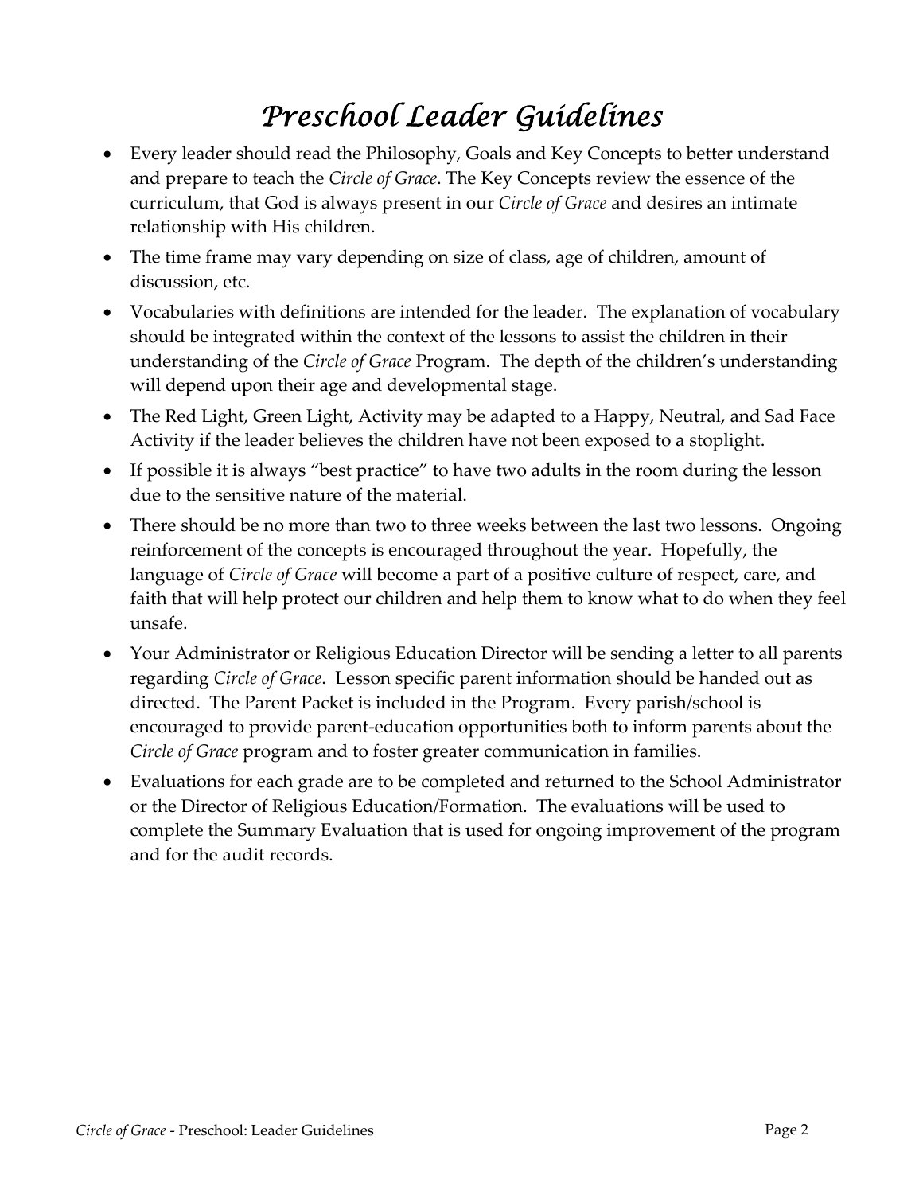# *Preschool Leader Guidelines*

- Every leader should read the Philosophy, Goals and Key Concepts to better understand and prepare to teach the *Circle of Grace*. The Key Concepts review the essence of the curriculum, that God is always present in our *Circle of Grace* and desires an intimate relationship with His children.
- The time frame may vary depending on size of class, age of children, amount of discussion, etc.
- Vocabularies with definitions are intended for the leader. The explanation of vocabulary should be integrated within the context of the lessons to assist the children in their understanding of the *Circle of Grace* Program. The depth of the children's understanding will depend upon their age and developmental stage.
- The Red Light, Green Light, Activity may be adapted to a Happy, Neutral, and Sad Face Activity if the leader believes the children have not been exposed to a stoplight.
- If possible it is always "best practice" to have two adults in the room during the lesson due to the sensitive nature of the material.
- There should be no more than two to three weeks between the last two lessons. Ongoing reinforcement of the concepts is encouraged throughout the year. Hopefully, the language of *Circle of Grace* will become a part of a positive culture of respect, care, and faith that will help protect our children and help them to know what to do when they feel unsafe.
- Your Administrator or Religious Education Director will be sending a letter to all parents regarding *Circle of Grace*. Lesson specific parent information should be handed out as directed. The Parent Packet is included in the Program. Every parish/school is encouraged to provide parent-education opportunities both to inform parents about the *Circle of Grace* program and to foster greater communication in families.
- Evaluations for each grade are to be completed and returned to the School Administrator or the Director of Religious Education/Formation. The evaluations will be used to complete the Summary Evaluation that is used for ongoing improvement of the program and for the audit records.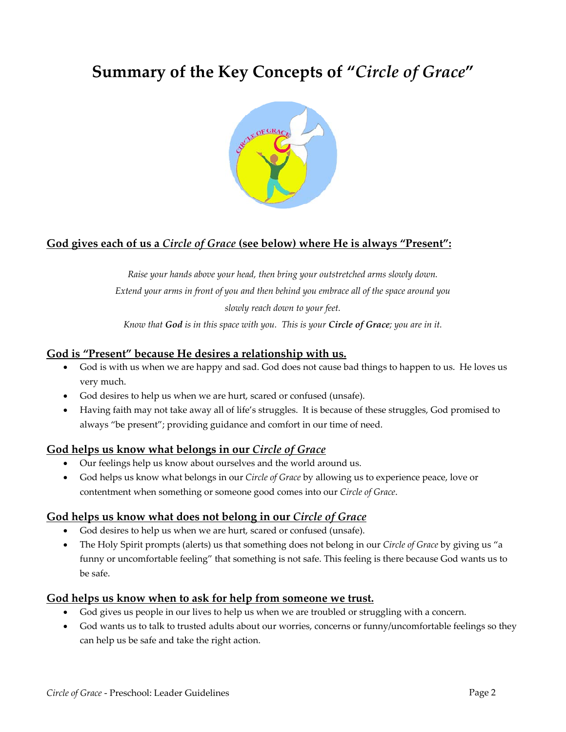# Summary of the Key Concepts of "*Circle of Grace*"

## God gives each of us a *Circle of Grace* (see below) where He is always "Present":

*Raise your hands above your head, then bring your outstretched arms slowly down.*

*Extend your arms in front of you and then behind you embrace all of the space around you*

*slowly reach down to your feet.*

*Know that **God** is in this space with you. This is your **Circle of Grace**; you are in it.*

## God is "Present" because He desires a relationship with us.

- God is with us when we are happy and sad. God does not cause bad things to happen to us. He loves us very much.
- God desires to help us when we are hurt, scared or confused (unsafe).
- Having faith may not take away all of life's struggles. It is because of these struggles, God promised to always "be present"; providing guidance and comfort in our time of need.

## God helps us know what belongs in our *Circle of Grace*

- Our feelings help us know about ourselves and the world around us.
- God helps us know what belongs in our *Circle of Grace* by allowing us to experience peace, love or contentment when something or someone good comes into our *Circle of Grace*.

## God helps us know what does not belong in our *Circle of Grace*

- God desires to help us when we are hurt, scared or confused (unsafe).
- The Holy Spirit prompts (alerts) us that something does not belong in our *Circle of Grace* by giving us "a funny or uncomfortable feeling" that something is not safe. This feeling is there because God wants us to be safe.

## God helps us know when to ask for help from someone we trust.

- God gives us people in our lives to help us when we are troubled or struggling with a concern.
- God wants us to talk to trusted adults about our worries, concerns or funny/uncomfortable feelings so they can help us be safe and take the right action.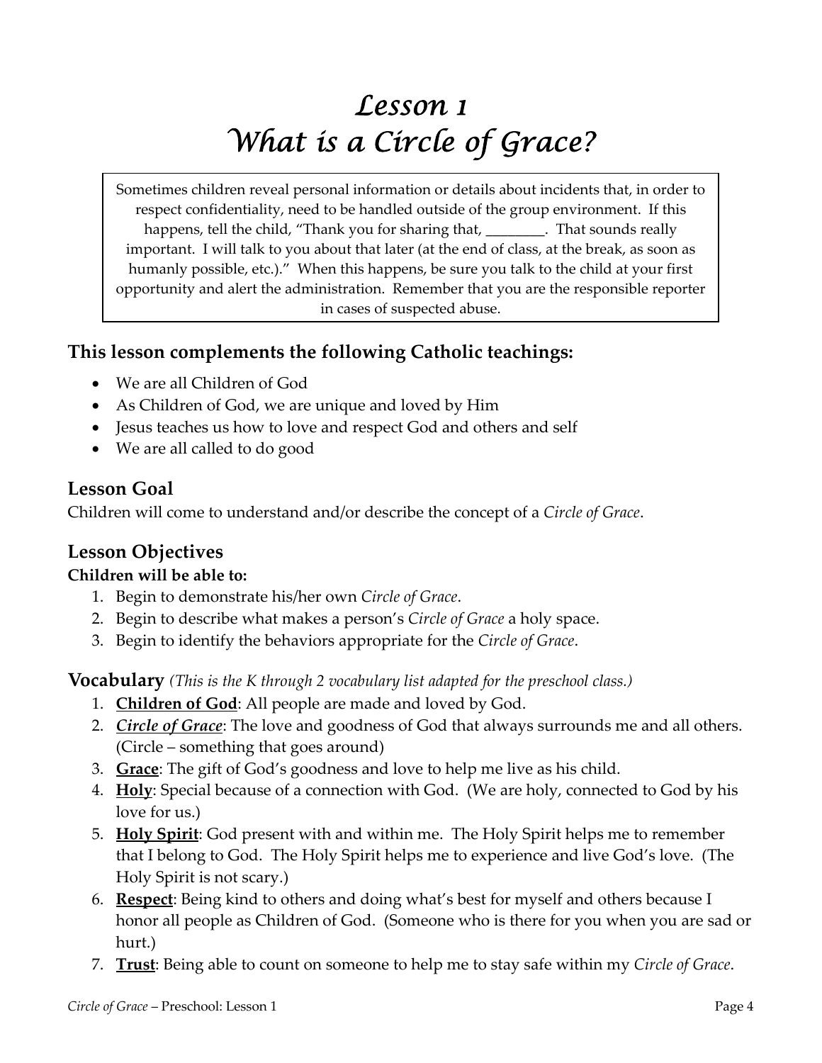# Lesson 1
# What is a Circle of Grace?

> Sometimes children reveal personal information or details about incidents that, in order to respect confidentiality, need to be handled outside of the group environment. If this happens, tell the child, "Thank you for sharing that, ________. That sounds really important. I will talk to you about that later (at the end of class, at the break, as soon as humanly possible, etc.)." When this happens, be sure you talk to the child at your first opportunity and alert the administration. Remember that you are the responsible reporter in cases of suspected abuse.

## This lesson complements the following Catholic teachings:

- We are all Children of God
- As Children of God, we are unique and loved by Him
- Jesus teaches us how to love and respect God and others and self
- We are all called to do good

## Lesson Goal

Children will come to understand and/or describe the concept of a *Circle of Grace*.

## Lesson Objectives

**Children will be able to:**

1. Begin to demonstrate his/her own *Circle of Grace*.
2. Begin to describe what makes a person's *Circle of Grace* a holy space.
3. Begin to identify the behaviors appropriate for the *Circle of Grace*.

## Vocabulary *(This is the K through 2 vocabulary list adapted for the preschool class.)*

1. **Children of God**: All people are made and loved by God.
2. ***Circle of Grace***: The love and goodness of God that always surrounds me and all others. (Circle – something that goes around)
3. **Grace**: The gift of God's goodness and love to help me live as his child.
4. **Holy**: Special because of a connection with God. (We are holy, connected to God by his love for us.)
5. **Holy Spirit**: God present with and within me. The Holy Spirit helps me to remember that I belong to God. The Holy Spirit helps me to experience and live God's love. (The Holy Spirit is not scary.)
6. **Respect**: Being kind to others and doing what's best for myself and others because I honor all people as Children of God. (Someone who is there for you when you are sad or hurt.)
7. **Trust**: Being able to count on someone to help me to stay safe within my *Circle of Grace*.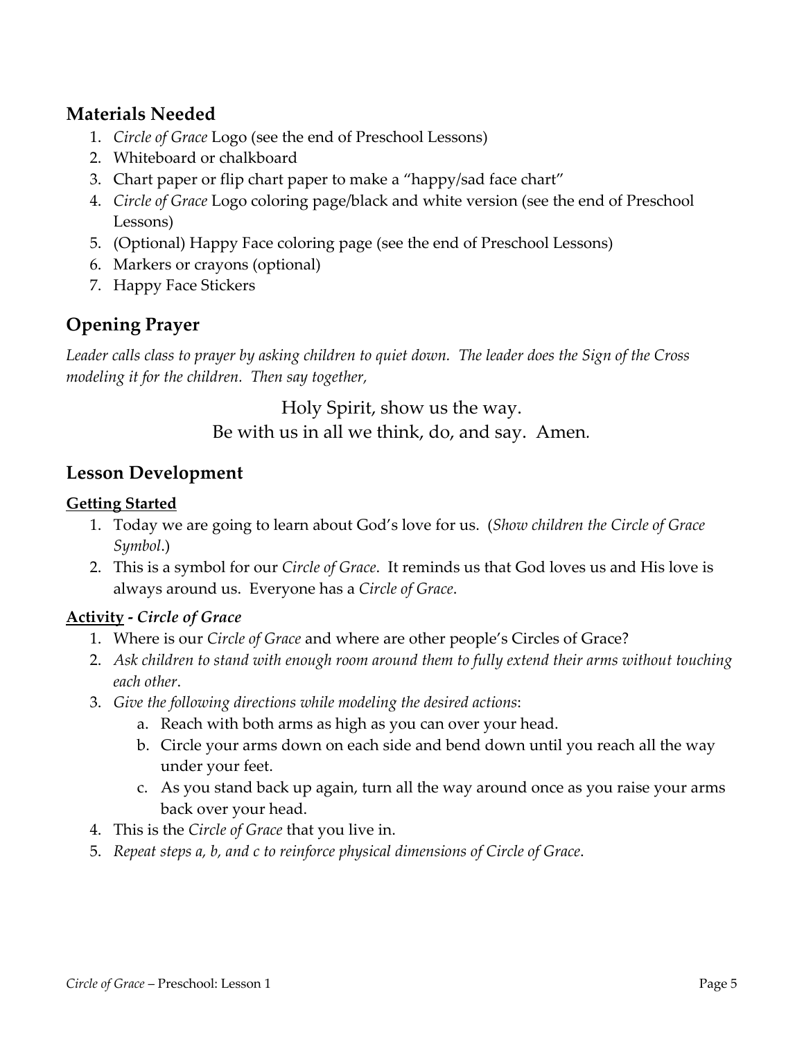## Materials Needed

1. *Circle of Grace* Logo (see the end of Preschool Lessons)
2. Whiteboard or chalkboard
3. Chart paper or flip chart paper to make a "happy/sad face chart"
4. *Circle of Grace* Logo coloring page/black and white version (see the end of Preschool Lessons)
5. (Optional) Happy Face coloring page (see the end of Preschool Lessons)
6. Markers or crayons (optional)
7. Happy Face Stickers

## Opening Prayer

*Leader calls class to prayer by asking children to quiet down. The leader does the Sign of the Cross modeling it for the children. Then say together,*

Holy Spirit, show us the way.
Be with us in all we think, do, and say. Amen.

## Lesson Development

**Getting Started**

1. Today we are going to learn about God's love for us. (*Show children the Circle of Grace Symbol*.)
2. This is a symbol for our *Circle of Grace*. It reminds us that God loves us and His love is always around us. Everyone has a *Circle of Grace*.

**Activity - *Circle of Grace***

1. Where is our *Circle of Grace* and where are other people's Circles of Grace?
2. *Ask children to stand with enough room around them to fully extend their arms without touching each other*.
3. *Give the following directions while modeling the desired actions*:
   a. Reach with both arms as high as you can over your head.
   b. Circle your arms down on each side and bend down until you reach all the way under your feet.
   c. As you stand back up again, turn all the way around once as you raise your arms back over your head.
4. This is the *Circle of Grace* that you live in.
5. *Repeat steps a, b, and c to reinforce physical dimensions of Circle of Grace*.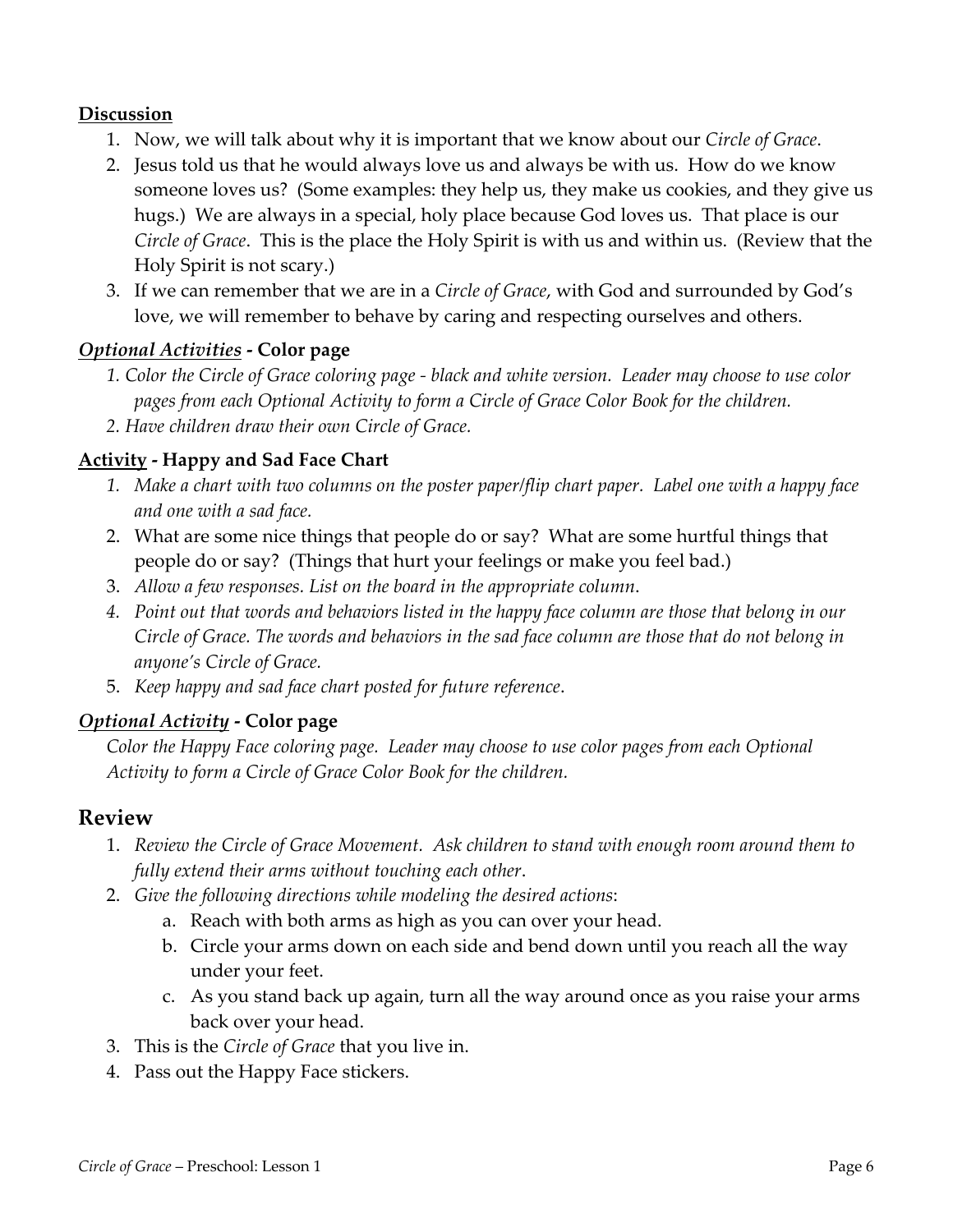**<u>Discussion</u>**

1. Now, we will talk about why it is important that we know about our *Circle of Grace*.
2. Jesus told us that he would always love us and always be with us. How do we know someone loves us? (Some examples: they help us, they make us cookies, and they give us hugs.) We are always in a special, holy place because God loves us. That place is our *Circle of Grace*. This is the place the Holy Spirit is with us and within us. (Review that the Holy Spirit is not scary.)
3. If we can remember that we are in a *Circle of Grace*, with God and surrounded by God's love, we will remember to behave by caring and respecting ourselves and others.

***<u>Optional Activities</u>* - Color page**

*1. Color the Circle of Grace coloring page - black and white version. Leader may choose to use color pages from each Optional Activity to form a Circle of Grace Color Book for the children.*

*2. Have children draw their own Circle of Grace.*

**<u>Activity</u> - Happy and Sad Face Chart**

1. *Make a chart with two columns on the poster paper/flip chart paper. Label one with a happy face and one with a sad face.*
2. What are some nice things that people do or say? What are some hurtful things that people do or say? (Things that hurt your feelings or make you feel bad.)
3. *Allow a few responses. List on the board in the appropriate column*.
4. *Point out that words and behaviors listed in the happy face column are those that belong in our Circle of Grace. The words and behaviors in the sad face column are those that do not belong in anyone's Circle of Grace.*
5. *Keep happy and sad face chart posted for future reference*.

***<u>Optional Activity</u>* - Color page**

*Color the Happy Face coloring page. Leader may choose to use color pages from each Optional Activity to form a Circle of Grace Color Book for the children.*

## Review

1. *Review the Circle of Grace Movement. Ask children to stand with enough room around them to fully extend their arms without touching each other*.
2. *Give the following directions while modeling the desired actions*:
   a. Reach with both arms as high as you can over your head.
   b. Circle your arms down on each side and bend down until you reach all the way under your feet.
   c. As you stand back up again, turn all the way around once as you raise your arms back over your head.
3. This is the *Circle of Grace* that you live in.
4. Pass out the Happy Face stickers.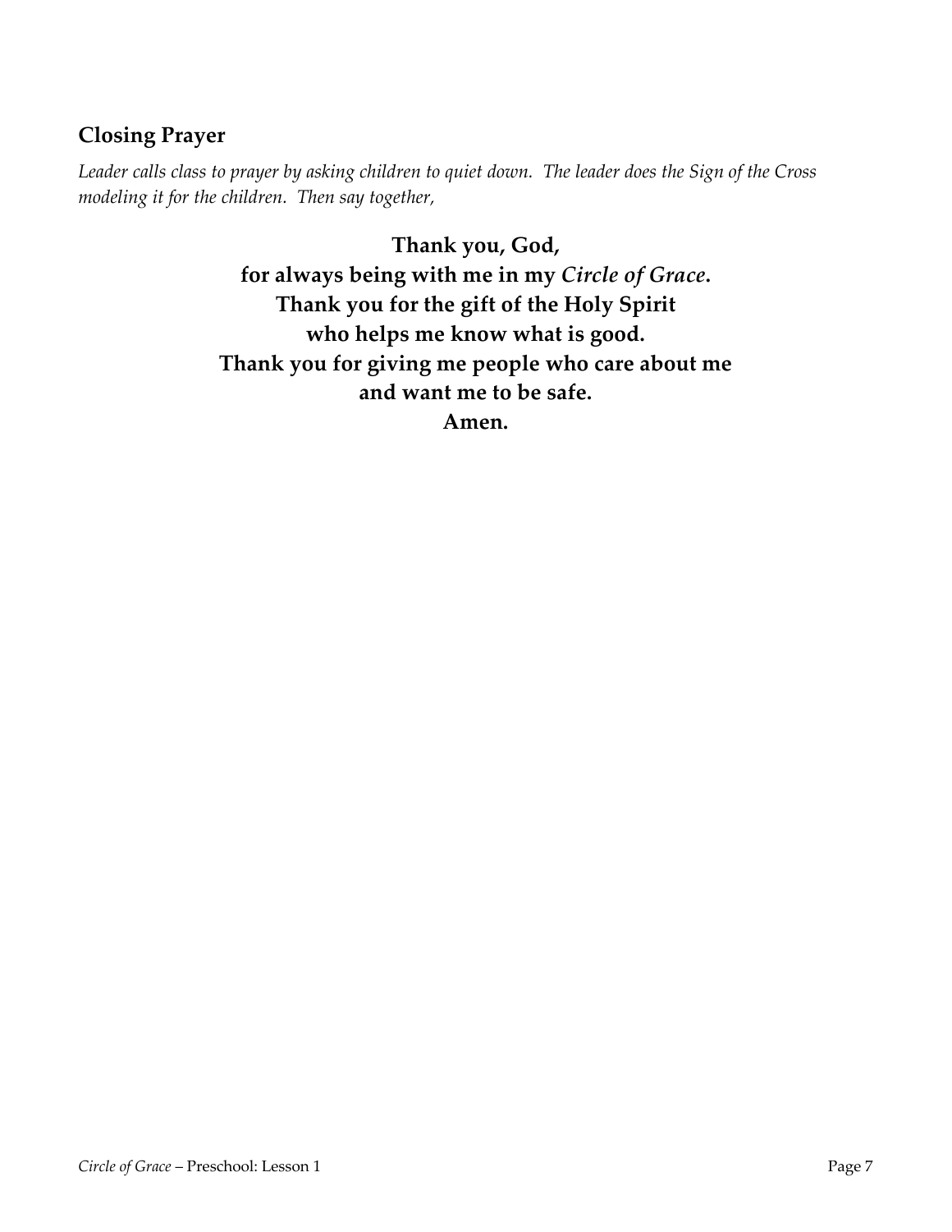## Closing Prayer

*Leader calls class to prayer by asking children to quiet down. The leader does the Sign of the Cross modeling it for the children. Then say together,*

**Thank you, God,**
**for always being with me in my *Circle of Grace*.**
**Thank you for the gift of the Holy Spirit**
**who helps me know what is good.**
**Thank you for giving me people who care about me**
**and want me to be safe.**
**Amen.**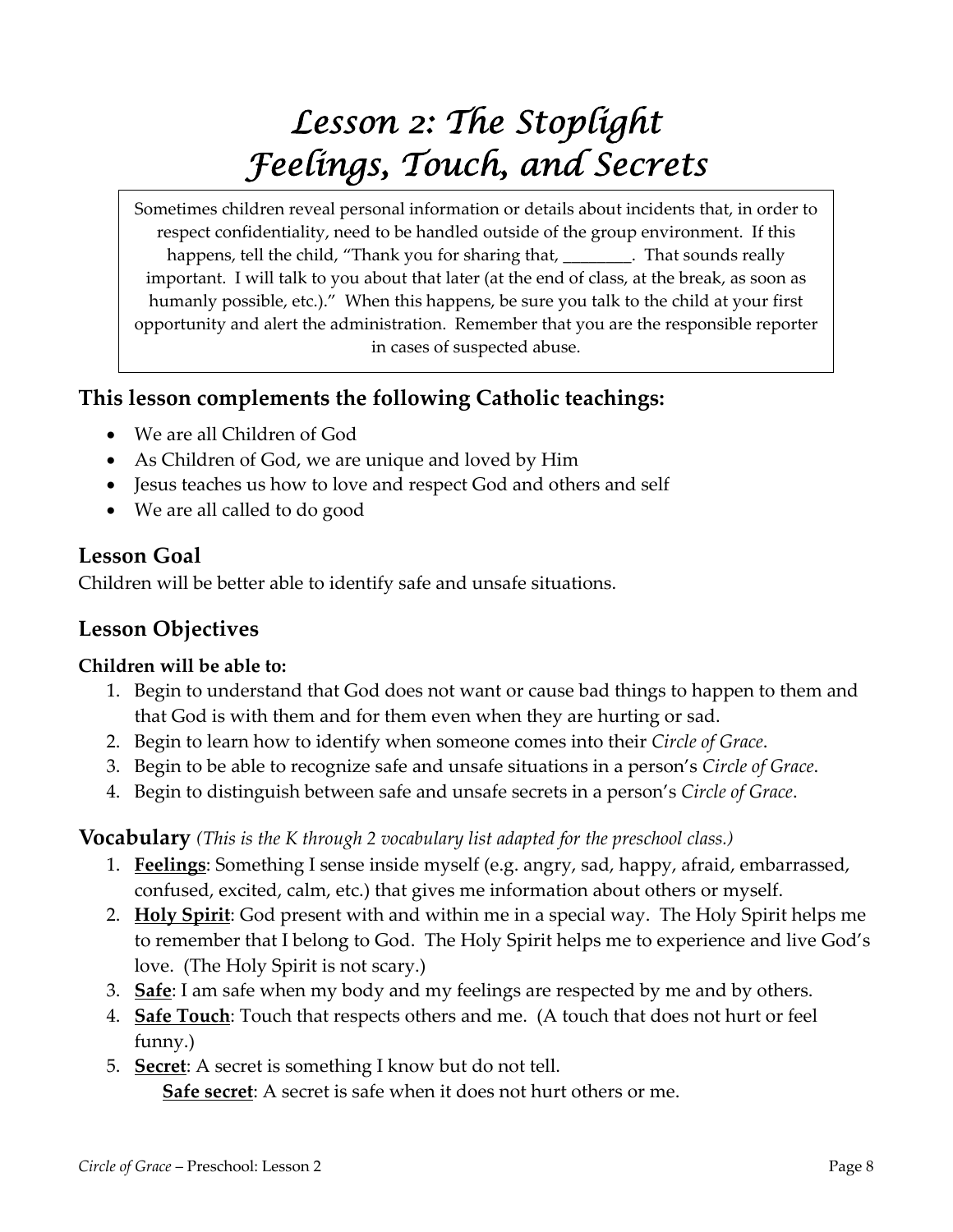# *Lesson 2: The Stoplight Feelings, Touch, and Secrets*

> Sometimes children reveal personal information or details about incidents that, in order to respect confidentiality, need to be handled outside of the group environment. If this happens, tell the child, "Thank you for sharing that, ________. That sounds really important. I will talk to you about that later (at the end of class, at the break, as soon as humanly possible, etc.)." When this happens, be sure you talk to the child at your first opportunity and alert the administration. Remember that you are the responsible reporter in cases of suspected abuse.

## This lesson complements the following Catholic teachings:

- We are all Children of God
- As Children of God, we are unique and loved by Him
- Jesus teaches us how to love and respect God and others and self
- We are all called to do good

## Lesson Goal

Children will be better able to identify safe and unsafe situations.

## Lesson Objectives

**Children will be able to:**

1. Begin to understand that God does not want or cause bad things to happen to them and that God is with them and for them even when they are hurting or sad.
2. Begin to learn how to identify when someone comes into their *Circle of Grace*.
3. Begin to be able to recognize safe and unsafe situations in a person's *Circle of Grace*.
4. Begin to distinguish between safe and unsafe secrets in a person's *Circle of Grace*.

## Vocabulary *(This is the K through 2 vocabulary list adapted for the preschool class.)*

1. **Feelings**: Something I sense inside myself (e.g. angry, sad, happy, afraid, embarrassed, confused, excited, calm, etc.) that gives me information about others or myself.
2. **Holy Spirit**: God present with and within me in a special way. The Holy Spirit helps me to remember that I belong to God. The Holy Spirit helps me to experience and live God's love. (The Holy Spirit is not scary.)
3. **Safe**: I am safe when my body and my feelings are respected by me and by others.
4. **Safe Touch**: Touch that respects others and me. (A touch that does not hurt or feel funny.)
5. **Secret**: A secret is something I know but do not tell.
   
   **Safe secret**: A secret is safe when it does not hurt others or me.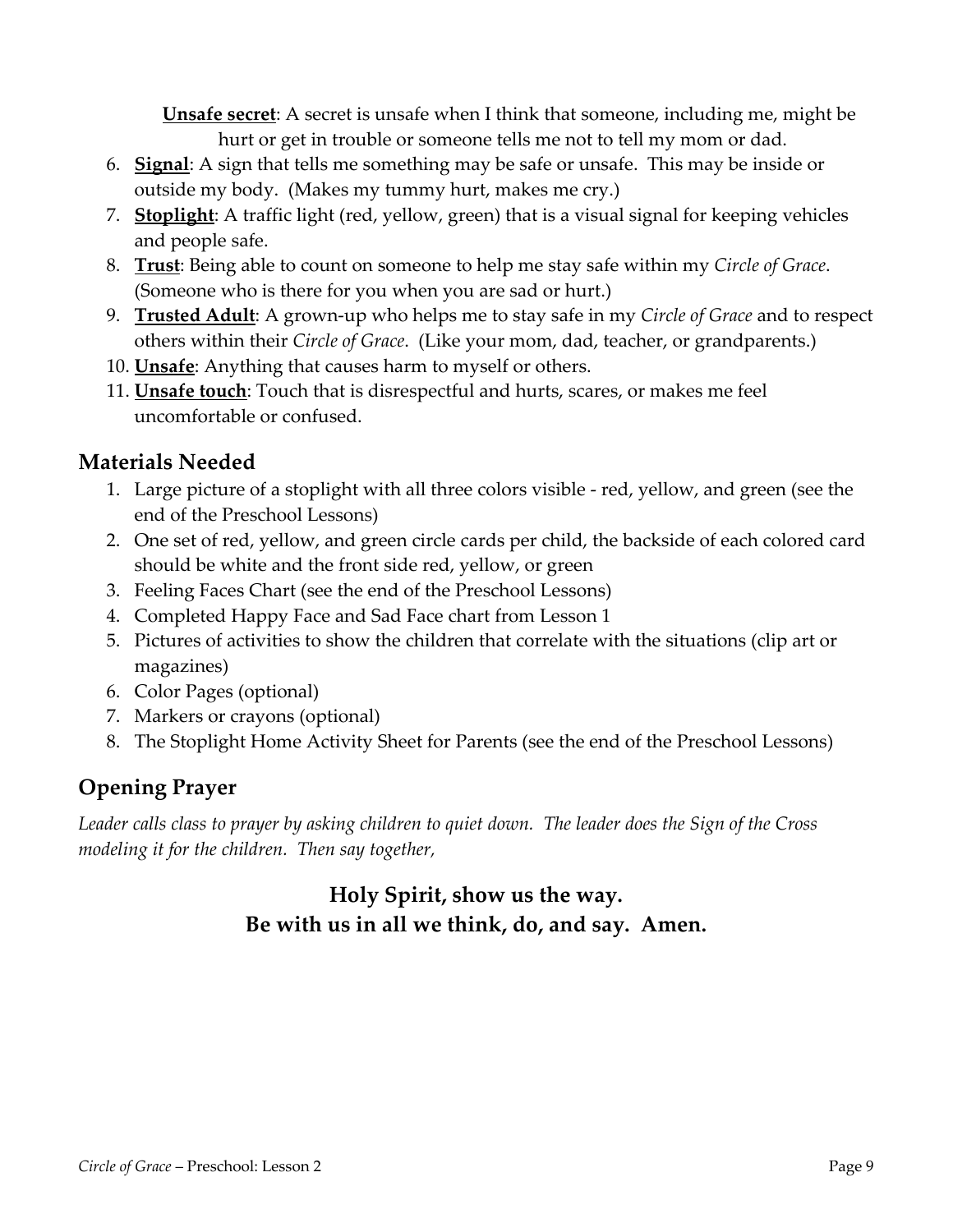**Unsafe secret**: A secret is unsafe when I think that someone, including me, might be hurt or get in trouble or someone tells me not to tell my mom or dad.

6. **Signal**: A sign that tells me something may be safe or unsafe. This may be inside or outside my body. (Makes my tummy hurt, makes me cry.)
7. **Stoplight**: A traffic light (red, yellow, green) that is a visual signal for keeping vehicles and people safe.
8. **Trust**: Being able to count on someone to help me stay safe within my *Circle of Grace*. (Someone who is there for you when you are sad or hurt.)
9. **Trusted Adult**: A grown-up who helps me to stay safe in my *Circle of Grace* and to respect others within their *Circle of Grace*. (Like your mom, dad, teacher, or grandparents.)
10. **Unsafe**: Anything that causes harm to myself or others.
11. **Unsafe touch**: Touch that is disrespectful and hurts, scares, or makes me feel uncomfortable or confused.

## Materials Needed

1. Large picture of a stoplight with all three colors visible - red, yellow, and green (see the end of the Preschool Lessons)
2. One set of red, yellow, and green circle cards per child, the backside of each colored card should be white and the front side red, yellow, or green
3. Feeling Faces Chart (see the end of the Preschool Lessons)
4. Completed Happy Face and Sad Face chart from Lesson 1
5. Pictures of activities to show the children that correlate with the situations (clip art or magazines)
6. Color Pages (optional)
7. Markers or crayons (optional)
8. The Stoplight Home Activity Sheet for Parents (see the end of the Preschool Lessons)

## Opening Prayer

*Leader calls class to prayer by asking children to quiet down. The leader does the Sign of the Cross modeling it for the children. Then say together,*

**Holy Spirit, show us the way.**
**Be with us in all we think, do, and say. Amen.**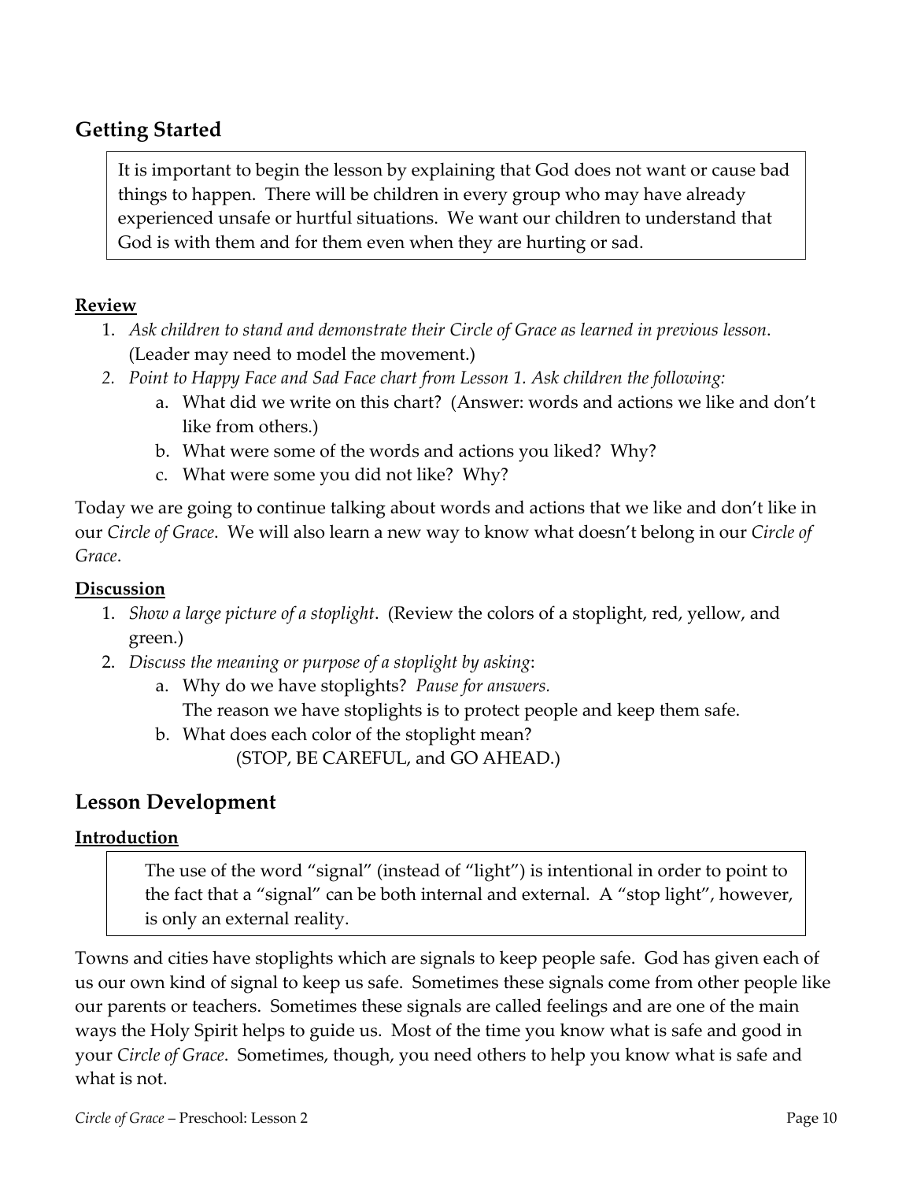## Getting Started

> It is important to begin the lesson by explaining that God does not want or cause bad things to happen. There will be children in every group who may have already experienced unsafe or hurtful situations. We want our children to understand that God is with them and for them even when they are hurting or sad.

**Review**

1. *Ask children to stand and demonstrate their Circle of Grace as learned in previous lesson*. (Leader may need to model the movement.)
2. *Point to Happy Face and Sad Face chart from Lesson 1. Ask children the following:*
    a. What did we write on this chart? (Answer: words and actions we like and don't like from others.)
    b. What were some of the words and actions you liked? Why?
    c. What were some you did not like? Why?

Today we are going to continue talking about words and actions that we like and don't like in our *Circle of Grace*. We will also learn a new way to know what doesn't belong in our *Circle of Grace*.

**Discussion**

1. *Show a large picture of a stoplight*. (Review the colors of a stoplight, red, yellow, and green.)
2. *Discuss the meaning or purpose of a stoplight by asking*:
    a. Why do we have stoplights? *Pause for answers.*
       The reason we have stoplights is to protect people and keep them safe.
    b. What does each color of the stoplight mean?
       (STOP, BE CAREFUL, and GO AHEAD.)

## Lesson Development

**Introduction**

> The use of the word "signal" (instead of "light") is intentional in order to point to the fact that a "signal" can be both internal and external. A "stop light", however, is only an external reality.

Towns and cities have stoplights which are signals to keep people safe. God has given each of us our own kind of signal to keep us safe. Sometimes these signals come from other people like our parents or teachers. Sometimes these signals are called feelings and are one of the main ways the Holy Spirit helps to guide us. Most of the time you know what is safe and good in your *Circle of Grace*. Sometimes, though, you need others to help you know what is safe and what is not.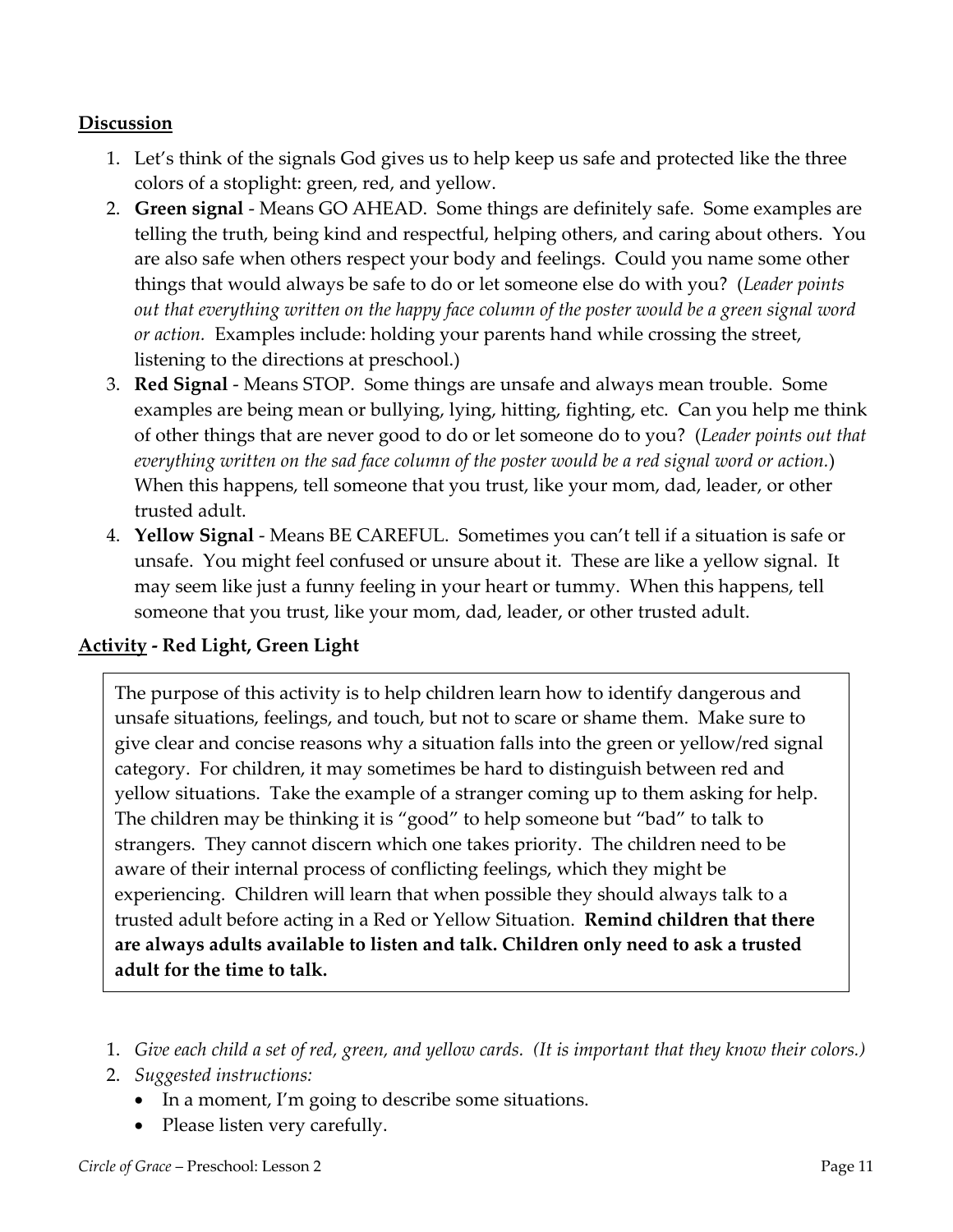**<u>Discussion</u>**

1. Let's think of the signals God gives us to help keep us safe and protected like the three colors of a stoplight: green, red, and yellow.
2. **Green signal** - Means GO AHEAD. Some things are definitely safe. Some examples are telling the truth, being kind and respectful, helping others, and caring about others. You are also safe when others respect your body and feelings. Could you name some other things that would always be safe to do or let someone else do with you? (*Leader points out that everything written on the happy face column of the poster would be a green signal word or action.* Examples include: holding your parents hand while crossing the street, listening to the directions at preschool.)
3. **Red Signal** - Means STOP. Some things are unsafe and always mean trouble. Some examples are being mean or bullying, lying, hitting, fighting, etc. Can you help me think of other things that are never good to do or let someone do to you? (*Leader points out that everything written on the sad face column of the poster would be a red signal word or action.*) When this happens, tell someone that you trust, like your mom, dad, leader, or other trusted adult.
4. **Yellow Signal** - Means BE CAREFUL. Sometimes you can't tell if a situation is safe or unsafe. You might feel confused or unsure about it. These are like a yellow signal. It may seem like just a funny feeling in your heart or tummy. When this happens, tell someone that you trust, like your mom, dad, leader, or other trusted adult.

**<u>Activity</u> - Red Light, Green Light**

The purpose of this activity is to help children learn how to identify dangerous and unsafe situations, feelings, and touch, but not to scare or shame them. Make sure to give clear and concise reasons why a situation falls into the green or yellow/red signal category. For children, it may sometimes be hard to distinguish between red and yellow situations. Take the example of a stranger coming up to them asking for help. The children may be thinking it is "good" to help someone but "bad" to talk to strangers. They cannot discern which one takes priority. The children need to be aware of their internal process of conflicting feelings, which they might be experiencing. Children will learn that when possible they should always talk to a trusted adult before acting in a Red or Yellow Situation. **Remind children that there are always adults available to listen and talk. Children only need to ask a trusted adult for the time to talk.**

1. *Give each child a set of red, green, and yellow cards. (It is important that they know their colors.)*
2. *Suggested instructions:*
   - In a moment, I'm going to describe some situations.
   - Please listen very carefully.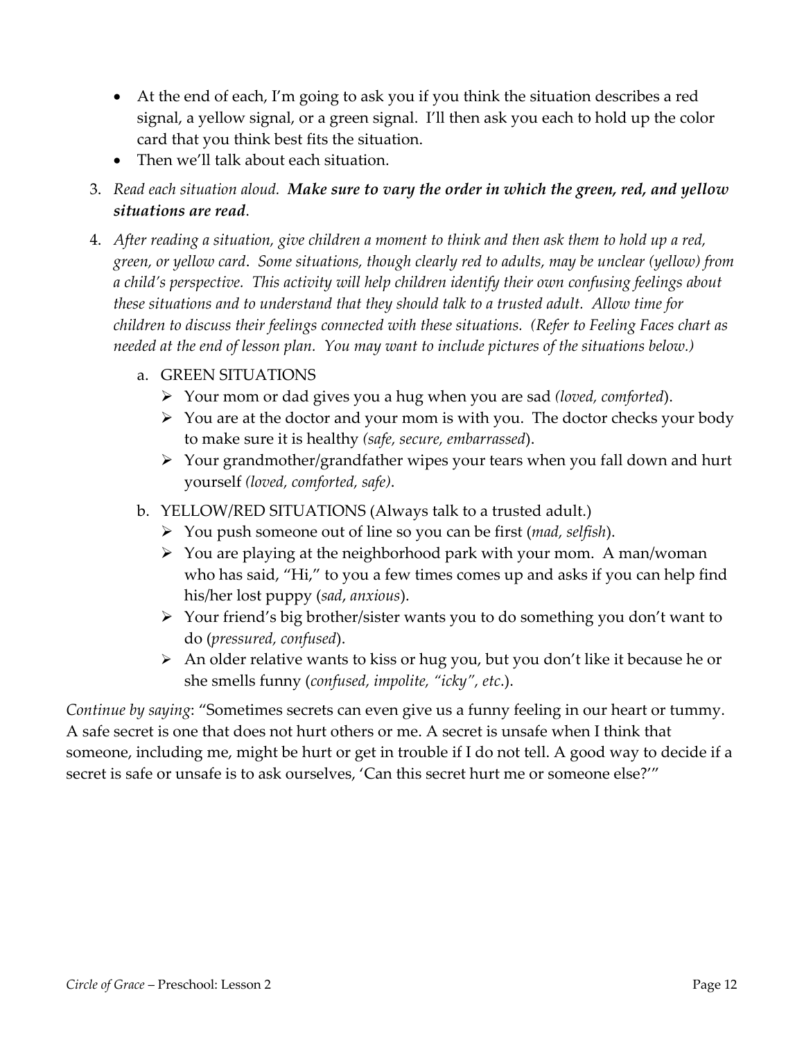- At the end of each, I'm going to ask you if you think the situation describes a red signal, a yellow signal, or a green signal. I'll then ask you each to hold up the color card that you think best fits the situation.
- Then we'll talk about each situation.

3. *Read each situation aloud.* ***Make sure to vary the order in which the green, red, and yellow situations are read***.
4. *After reading a situation, give children a moment to think and then ask them to hold up a red, green, or yellow card. Some situations, though clearly red to adults, may be unclear (yellow) from a child's perspective. This activity will help children identify their own confusing feelings about these situations and to understand that they should talk to a trusted adult. Allow time for children to discuss their feelings connected with these situations. (Refer to Feeling Faces chart as needed at the end of lesson plan. You may want to include pictures of the situations below.)*
   a. GREEN SITUATIONS
      - Your mom or dad gives you a hug when you are sad *(loved, comforted*).
      - You are at the doctor and your mom is with you. The doctor checks your body to make sure it is healthy *(safe, secure, embarrassed*).
      - Your grandmother/grandfather wipes your tears when you fall down and hurt yourself *(loved, comforted, safe)*.
   b. YELLOW/RED SITUATIONS (Always talk to a trusted adult.)
      - You push someone out of line so you can be first (*mad, selfish*).
      - You are playing at the neighborhood park with your mom. A man/woman who has said, "Hi," to you a few times comes up and asks if you can help find his/her lost puppy (*sad, anxious*).
      - Your friend's big brother/sister wants you to do something you don't want to do (*pressured, confused*).
      - An older relative wants to kiss or hug you, but you don't like it because he or she smells funny (*confused, impolite, "icky", etc*.).

*Continue by saying*: "Sometimes secrets can even give us a funny feeling in our heart or tummy. A safe secret is one that does not hurt others or me. A secret is unsafe when I think that someone, including me, might be hurt or get in trouble if I do not tell. A good way to decide if a secret is safe or unsafe is to ask ourselves, 'Can this secret hurt me or someone else?'"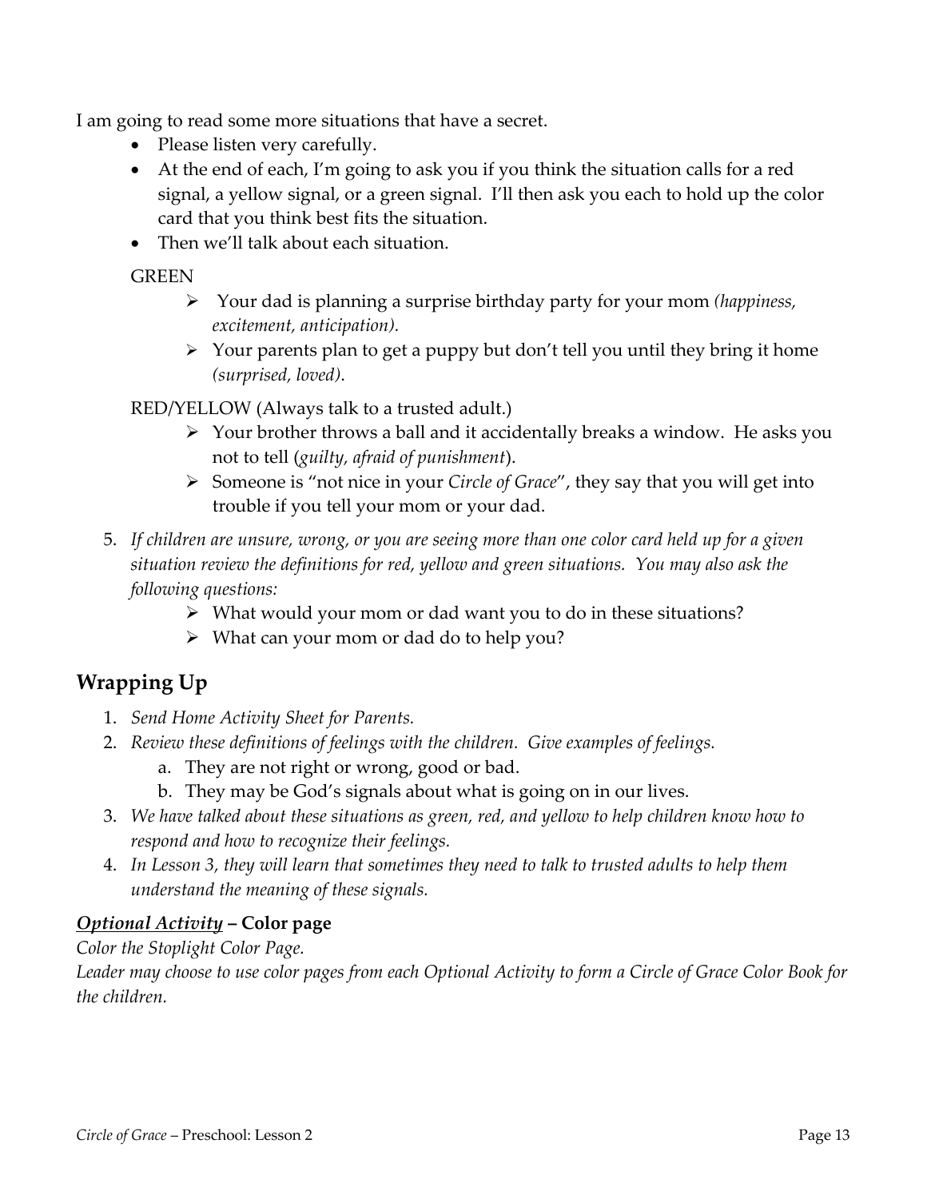I am going to read some more situations that have a secret.

- Please listen very carefully.
- At the end of each, I'm going to ask you if you think the situation calls for a red signal, a yellow signal, or a green signal. I'll then ask you each to hold up the color card that you think best fits the situation.
- Then we'll talk about each situation.

GREEN

- Your dad is planning a surprise birthday party for your mom *(happiness, excitement, anticipation)*.
- Your parents plan to get a puppy but don't tell you until they bring it home *(surprised, loved)*.

RED/YELLOW (Always talk to a trusted adult.)

- Your brother throws a ball and it accidentally breaks a window. He asks you not to tell (*guilty, afraid of punishment*).
- Someone is "not nice in your *Circle of Grace*", they say that you will get into trouble if you tell your mom or your dad.

5. *If children are unsure, wrong, or you are seeing more than one color card held up for a given situation review the definitions for red, yellow and green situations. You may also ask the following questions:*
   - What would your mom or dad want you to do in these situations?
   - What can your mom or dad do to help you?

## Wrapping Up

1. *Send Home Activity Sheet for Parents.*
2. *Review these definitions of feelings with the children. Give examples of feelings.*
   a. They are not right or wrong, good or bad.
   b. They may be God's signals about what is going on in our lives.
3. *We have talked about these situations as green, red, and yellow to help children know how to respond and how to recognize their feelings.*
4. *In Lesson 3, they will learn that sometimes they need to talk to trusted adults to help them understand the meaning of these signals.*

***Optional Activity*** **– Color page**

*Color the Stoplight Color Page.*

*Leader may choose to use color pages from each Optional Activity to form a Circle of Grace Color Book for the children.*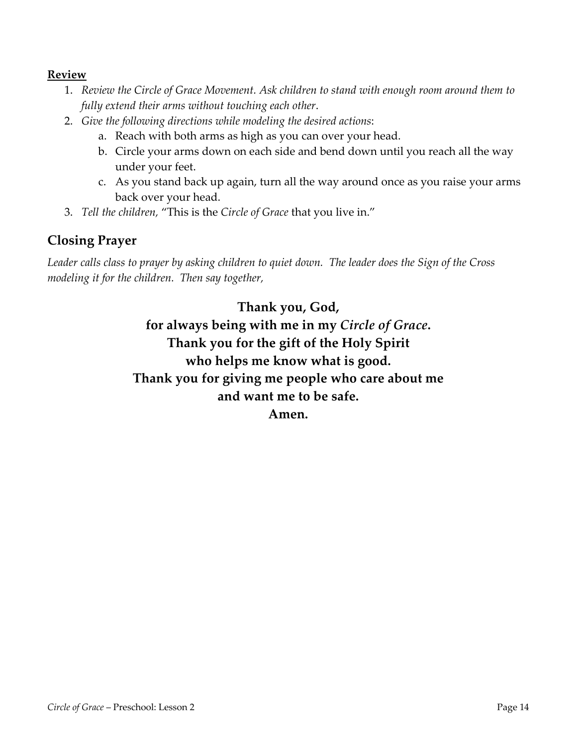**Review**

1. *Review the Circle of Grace Movement. Ask children to stand with enough room around them to fully extend their arms without touching each other*.
2. *Give the following directions while modeling the desired actions*:
   a. Reach with both arms as high as you can over your head.
   b. Circle your arms down on each side and bend down until you reach all the way under your feet.
   c. As you stand back up again, turn all the way around once as you raise your arms back over your head.
3. *Tell the children,* "This is the *Circle of Grace* that you live in."

## Closing Prayer

*Leader calls class to prayer by asking children to quiet down. The leader does the Sign of the Cross modeling it for the children. Then say together,*

**Thank you, God,**
**for always being with me in my *Circle of Grace*.**
**Thank you for the gift of the Holy Spirit**
**who helps me know what is good.**
**Thank you for giving me people who care about me**
**and want me to be safe.**
**Amen.**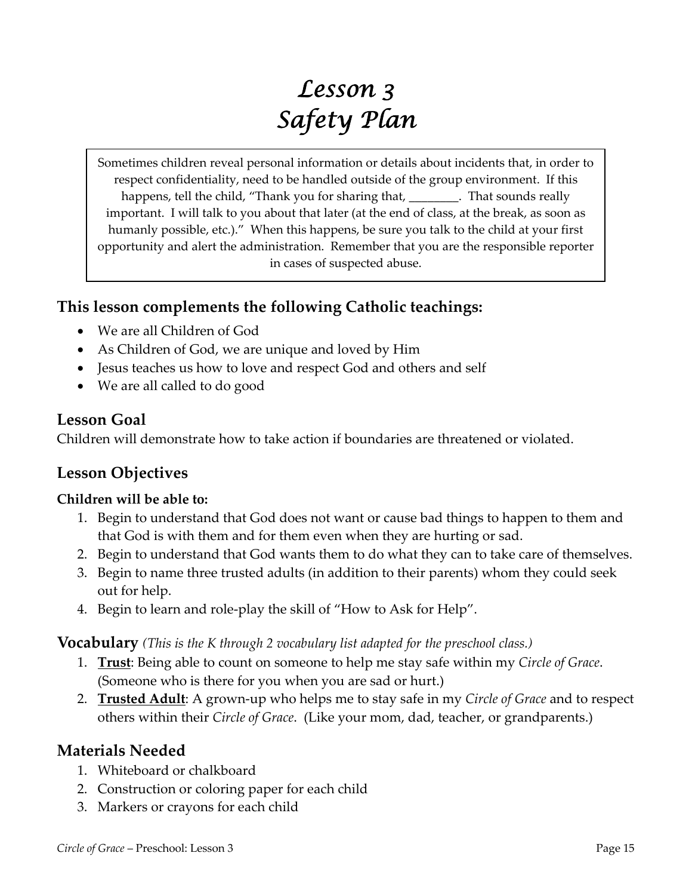# Lesson 3
# Safety Plan

> Sometimes children reveal personal information or details about incidents that, in order to respect confidentiality, need to be handled outside of the group environment. If this happens, tell the child, "Thank you for sharing that, ________. That sounds really important. I will talk to you about that later (at the end of class, at the break, as soon as humanly possible, etc.)." When this happens, be sure you talk to the child at your first opportunity and alert the administration. Remember that you are the responsible reporter in cases of suspected abuse.

## This lesson complements the following Catholic teachings:

- We are all Children of God
- As Children of God, we are unique and loved by Him
- Jesus teaches us how to love and respect God and others and self
- We are all called to do good

## Lesson Goal

Children will demonstrate how to take action if boundaries are threatened or violated.

## Lesson Objectives

**Children will be able to:**

1. Begin to understand that God does not want or cause bad things to happen to them and that God is with them and for them even when they are hurting or sad.
2. Begin to understand that God wants them to do what they can to take care of themselves.
3. Begin to name three trusted adults (in addition to their parents) whom they could seek out for help.
4. Begin to learn and role-play the skill of "How to Ask for Help".

**Vocabulary** *(This is the K through 2 vocabulary list adapted for the preschool class.)*

1. **Trust**: Being able to count on someone to help me stay safe within my *Circle of Grace*. (Someone who is there for you when you are sad or hurt.)
2. **Trusted Adult**: A grown-up who helps me to stay safe in my *Circle of Grace* and to respect others within their *Circle of Grace*. (Like your mom, dad, teacher, or grandparents.)

## Materials Needed

1. Whiteboard or chalkboard
2. Construction or coloring paper for each child
3. Markers or crayons for each child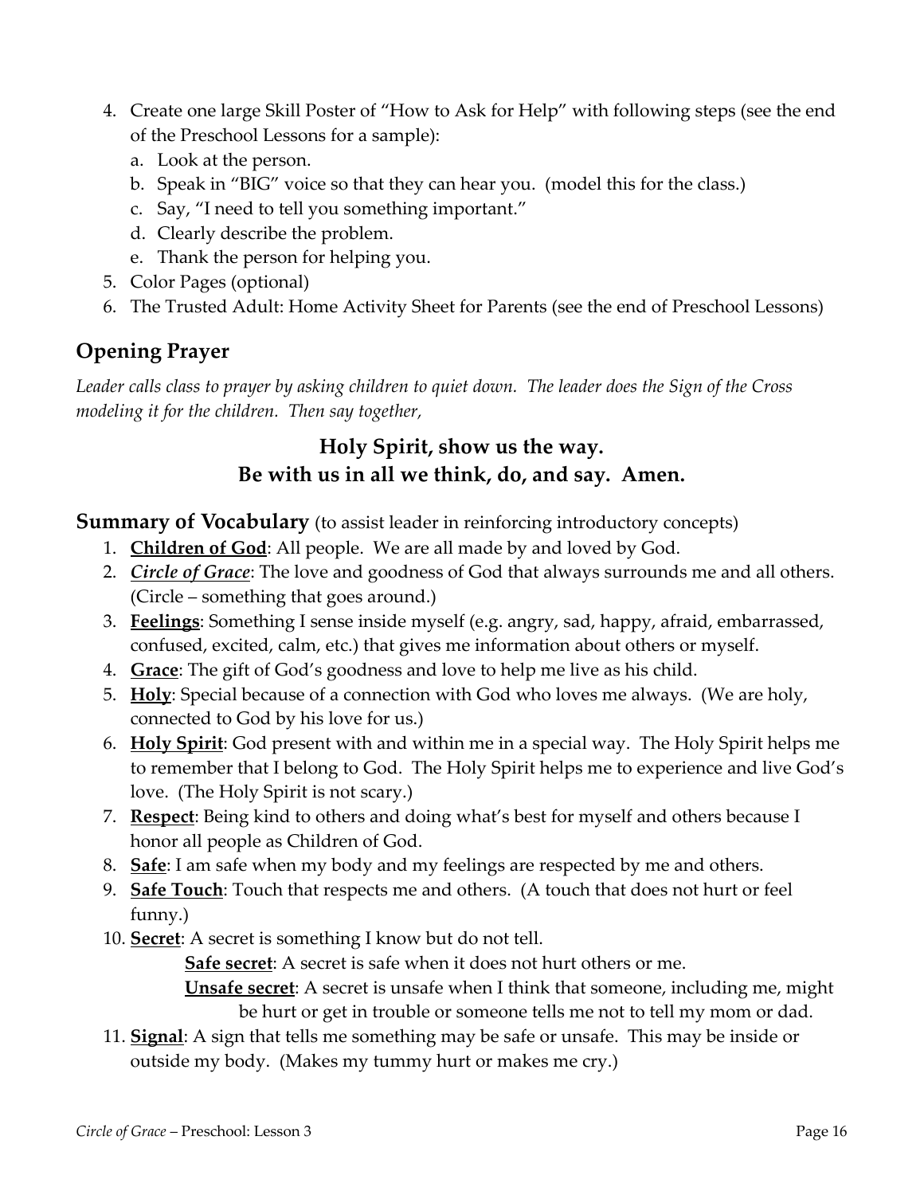4. Create one large Skill Poster of "How to Ask for Help" with following steps (see the end of the Preschool Lessons for a sample):
   a. Look at the person.
   b. Speak in "BIG" voice so that they can hear you. (model this for the class.)
   c. Say, "I need to tell you something important."
   d. Clearly describe the problem.
   e. Thank the person for helping you.
5. Color Pages (optional)
6. The Trusted Adult: Home Activity Sheet for Parents (see the end of Preschool Lessons)

## Opening Prayer

*Leader calls class to prayer by asking children to quiet down. The leader does the Sign of the Cross modeling it for the children. Then say together,*

**Holy Spirit, show us the way.**
**Be with us in all we think, do, and say. Amen.**

## Summary of Vocabulary (to assist leader in reinforcing introductory concepts)

1. **Children of God**: All people. We are all made by and loved by God.
2. ***Circle of Grace***: The love and goodness of God that always surrounds me and all others. (Circle – something that goes around.)
3. **Feelings**: Something I sense inside myself (e.g. angry, sad, happy, afraid, embarrassed, confused, excited, calm, etc.) that gives me information about others or myself.
4. **Grace**: The gift of God's goodness and love to help me live as his child.
5. **Holy**: Special because of a connection with God who loves me always. (We are holy, connected to God by his love for us.)
6. **Holy Spirit**: God present with and within me in a special way. The Holy Spirit helps me to remember that I belong to God. The Holy Spirit helps me to experience and live God's love. (The Holy Spirit is not scary.)
7. **Respect**: Being kind to others and doing what's best for myself and others because I honor all people as Children of God.
8. **Safe**: I am safe when my body and my feelings are respected by me and others.
9. **Safe Touch**: Touch that respects me and others. (A touch that does not hurt or feel funny.)
10. **Secret**: A secret is something I know but do not tell.
    - **Safe secret**: A secret is safe when it does not hurt others or me.
    - **Unsafe secret**: A secret is unsafe when I think that someone, including me, might be hurt or get in trouble or someone tells me not to tell my mom or dad.
11. **Signal**: A sign that tells me something may be safe or unsafe. This may be inside or outside my body. (Makes my tummy hurt or makes me cry.)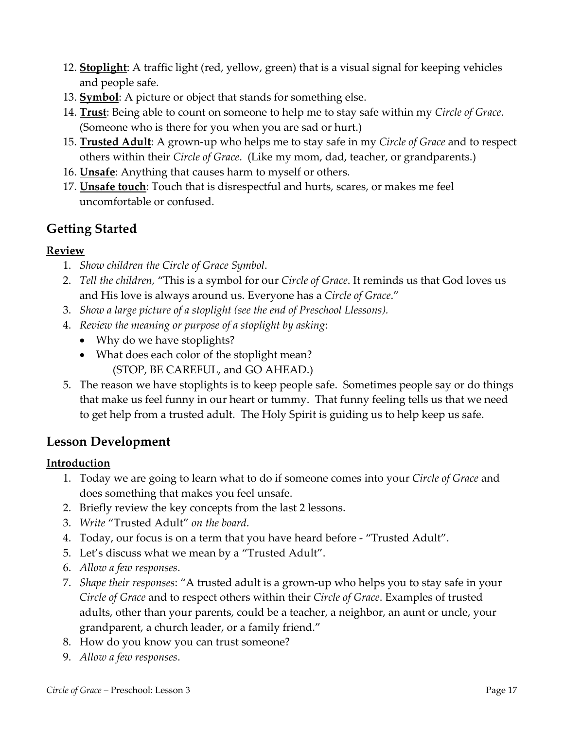12. **Stoplight**: A traffic light (red, yellow, green) that is a visual signal for keeping vehicles and people safe.
13. **Symbol**: A picture or object that stands for something else.
14. **Trust**: Being able to count on someone to help me to stay safe within my *Circle of Grace*. (Someone who is there for you when you are sad or hurt.)
15. **Trusted Adult**: A grown-up who helps me to stay safe in my *Circle of Grace* and to respect others within their *Circle of Grace*. (Like my mom, dad, teacher, or grandparents.)
16. **Unsafe**: Anything that causes harm to myself or others.
17. **Unsafe touch**: Touch that is disrespectful and hurts, scares, or makes me feel uncomfortable or confused.

## Getting Started

### Review

1. *Show children the Circle of Grace Symbol*.
2. *Tell the children,* "This is a symbol for our *Circle of Grace*. It reminds us that God loves us and His love is always around us. Everyone has a *Circle of Grace*."
3. *Show a large picture of a stoplight (see the end of Preschool Llessons).*
4. *Review the meaning or purpose of a stoplight by asking*:
   - Why do we have stoplights?
   - What does each color of the stoplight mean?
     (STOP, BE CAREFUL, and GO AHEAD.)
5. The reason we have stoplights is to keep people safe. Sometimes people say or do things that make us feel funny in our heart or tummy. That funny feeling tells us that we need to get help from a trusted adult. The Holy Spirit is guiding us to help keep us safe.

## Lesson Development

### Introduction

1. Today we are going to learn what to do if someone comes into your *Circle of Grace* and does something that makes you feel unsafe.
2. Briefly review the key concepts from the last 2 lessons.
3. *Write* "Trusted Adult" *on the board*.
4. Today, our focus is on a term that you have heard before - "Trusted Adult".
5. Let's discuss what we mean by a "Trusted Adult".
6. *Allow a few responses*.
7. *Shape their responses*: "A trusted adult is a grown-up who helps you to stay safe in your *Circle of Grace* and to respect others within their *Circle of Grace*. Examples of trusted adults, other than your parents, could be a teacher, a neighbor, an aunt or uncle, your grandparent, a church leader, or a family friend."
8. How do you know you can trust someone?
9. *Allow a few responses*.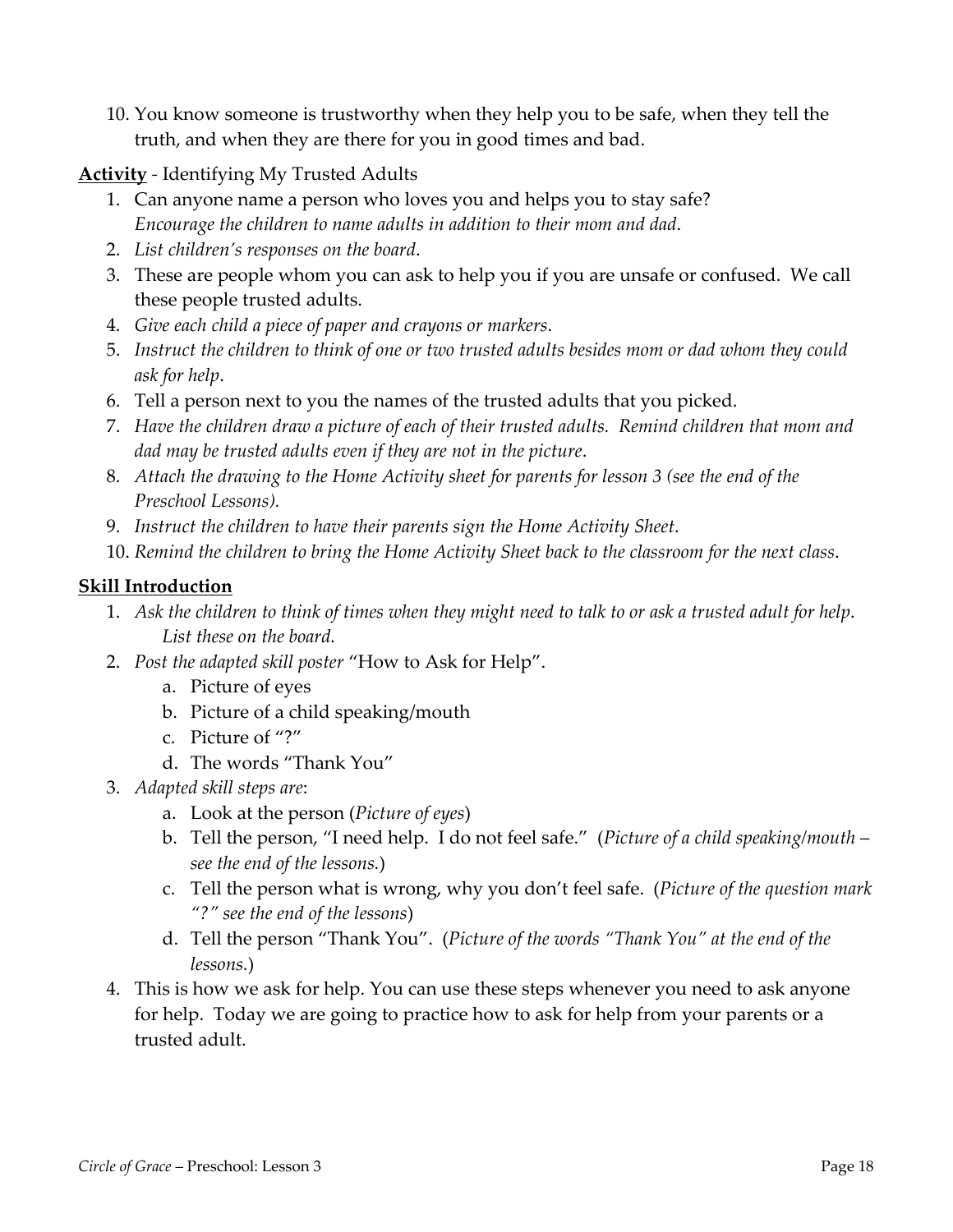10. You know someone is trustworthy when they help you to be safe, when they tell the truth, and when they are there for you in good times and bad.

**<u>Activity</u>** - Identifying My Trusted Adults

1. Can anyone name a person who loves you and helps you to stay safe? *Encourage the children to name adults in addition to their mom and dad*.
2. *List children's responses on the board*.
3. These are people whom you can ask to help you if you are unsafe or confused. We call these people trusted adults.
4. *Give each child a piece of paper and crayons or markers*.
5. *Instruct the children to think of one or two trusted adults besides mom or dad whom they could ask for help*.
6. Tell a person next to you the names of the trusted adults that you picked.
7. *Have the children draw a picture of each of their trusted adults. Remind children that mom and dad may be trusted adults even if they are not in the picture*.
8. *Attach the drawing to the Home Activity sheet for parents for lesson 3 (see the end of the Preschool Lessons).*
9. *Instruct the children to have their parents sign the Home Activity Sheet*.
10. *Remind the children to bring the Home Activity Sheet back to the classroom for the next class*.

**<u>Skill Introduction</u>**

1. *Ask the children to think of times when they might need to talk to or ask a trusted adult for help. List these on the board.*
2. *Post the adapted skill poster* "How to Ask for Help".
   a. Picture of eyes
   b. Picture of a child speaking/mouth
   c. Picture of "?"
   d. The words "Thank You"
3. *Adapted skill steps are*:
   a. Look at the person (*Picture of eyes*)
   b. Tell the person, "I need help. I do not feel safe." (*Picture of a child speaking/mouth – see the end of the lessons.*)
   c. Tell the person what is wrong, why you don't feel safe. (*Picture of the question mark "?" see the end of the lessons*)
   d. Tell the person "Thank You". (*Picture of the words "Thank You" at the end of the lessons.*)
4. This is how we ask for help. You can use these steps whenever you need to ask anyone for help. Today we are going to practice how to ask for help from your parents or a trusted adult.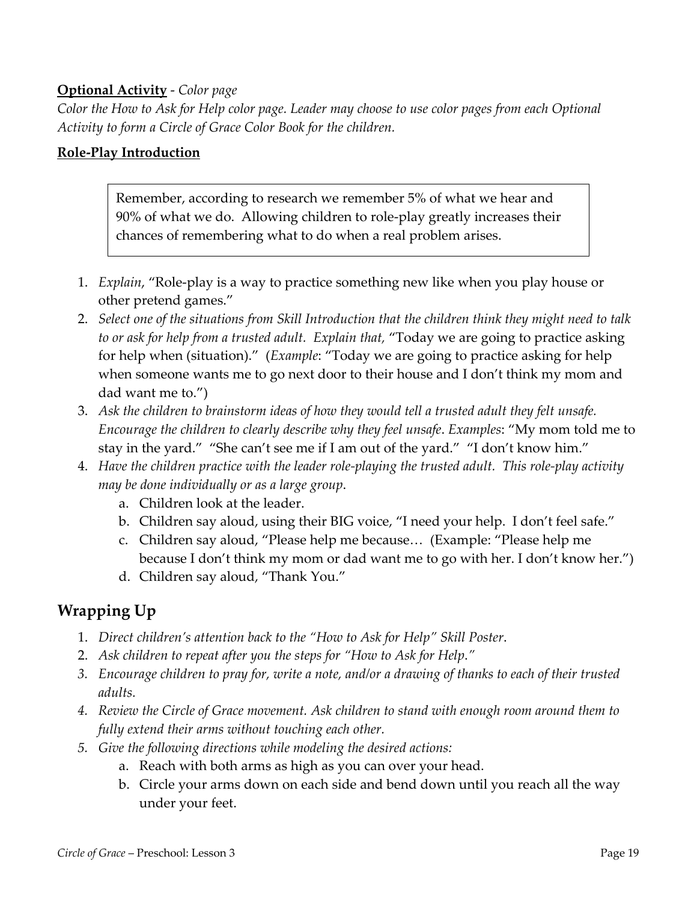**Optional Activity** - *Color page*

*Color the How to Ask for Help color page. Leader may choose to use color pages from each Optional Activity to form a Circle of Grace Color Book for the children.*

**Role-Play Introduction**

> Remember, according to research we remember 5% of what we hear and 90% of what we do. Allowing children to role-play greatly increases their chances of remembering what to do when a real problem arises.

1. *Explain*, "Role-play is a way to practice something new like when you play house or other pretend games."
2. *Select one of the situations from Skill Introduction that the children think they might need to talk to or ask for help from a trusted adult. Explain that,* "Today we are going to practice asking for help when (situation)." (*Example*: "Today we are going to practice asking for help when someone wants me to go next door to their house and I don't think my mom and dad want me to.")
3. *Ask the children to brainstorm ideas of how they would tell a trusted adult they felt unsafe. Encourage the children to clearly describe why they feel unsafe*. *Examples*: "My mom told me to stay in the yard." "She can't see me if I am out of the yard." "I don't know him."
4. *Have the children practice with the leader role-playing the trusted adult. This role-play activity may be done individually or as a large group*.
    a. Children look at the leader.
    b. Children say aloud, using their BIG voice, "I need your help. I don't feel safe."
    c. Children say aloud, "Please help me because… (Example: "Please help me because I don't think my mom or dad want me to go with her. I don't know her.")
    d. Children say aloud, "Thank You."

## Wrapping Up

1. *Direct children's attention back to the "How to Ask for Help" Skill Poster*.
2. *Ask children to repeat after you the steps for "How to Ask for Help."*
3. *Encourage children to pray for, write a note, and/or a drawing of thanks to each of their trusted adults.*
4. *Review the Circle of Grace movement. Ask children to stand with enough room around them to fully extend their arms without touching each other.*
5. *Give the following directions while modeling the desired actions:*
    a. Reach with both arms as high as you can over your head.
    b. Circle your arms down on each side and bend down until you reach all the way under your feet.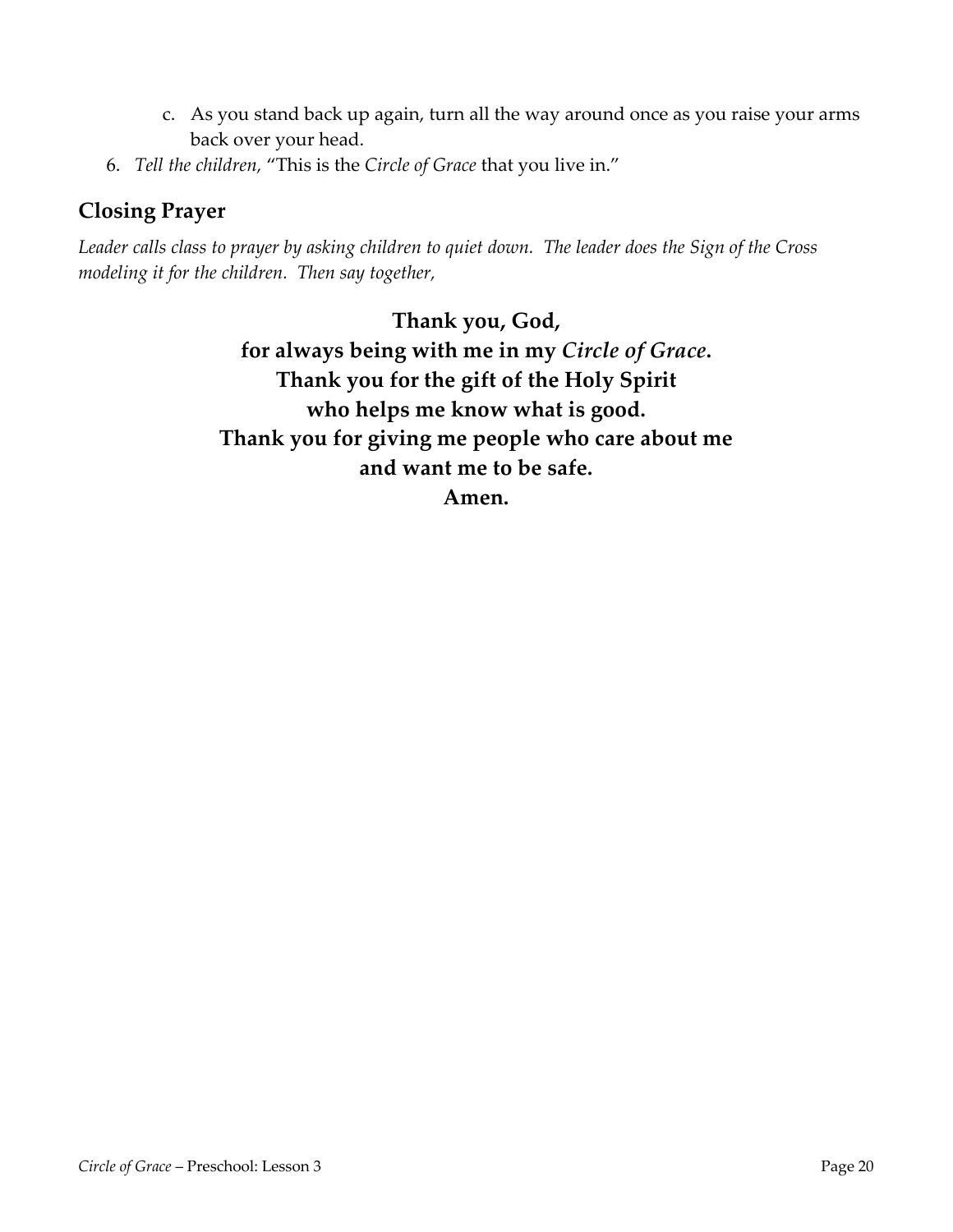c. As you stand back up again, turn all the way around once as you raise your arms back over your head.

6. *Tell the children,* "This is the *Circle of Grace* that you live in."

## Closing Prayer

*Leader calls class to prayer by asking children to quiet down. The leader does the Sign of the Cross modeling it for the children. Then say together,*

**Thank you, God,**
**for always being with me in my *Circle of Grace*.**
**Thank you for the gift of the Holy Spirit**
**who helps me know what is good.**
**Thank you for giving me people who care about me**
**and want me to be safe.**
**Amen.**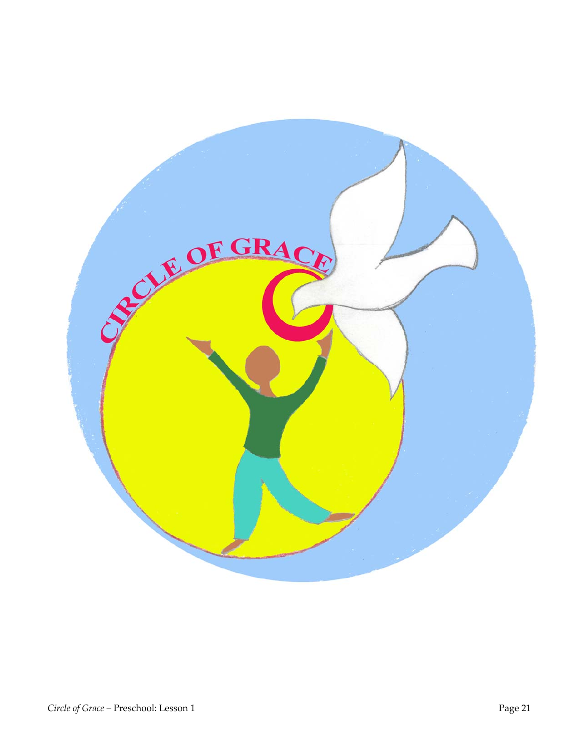CIRCLE OF GRACE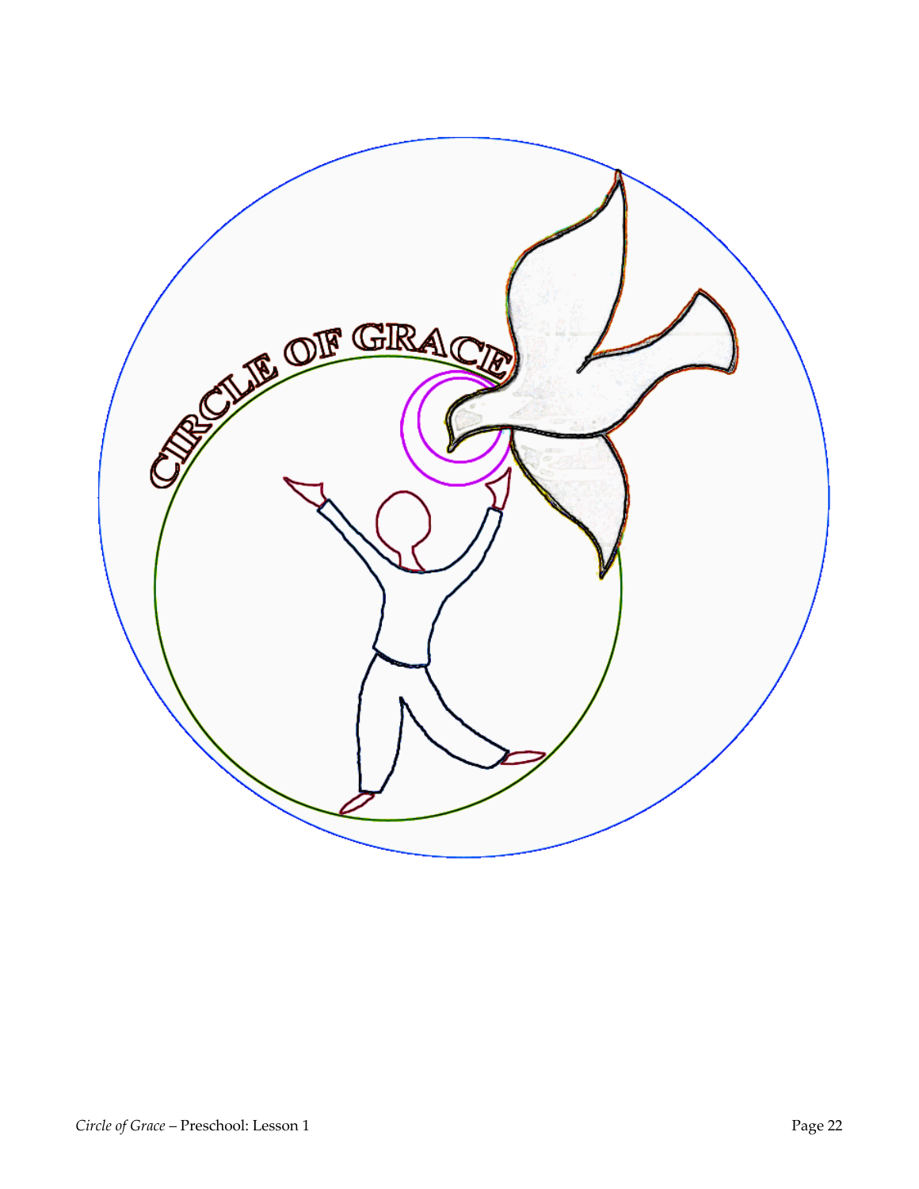CIRCLE OF GRACE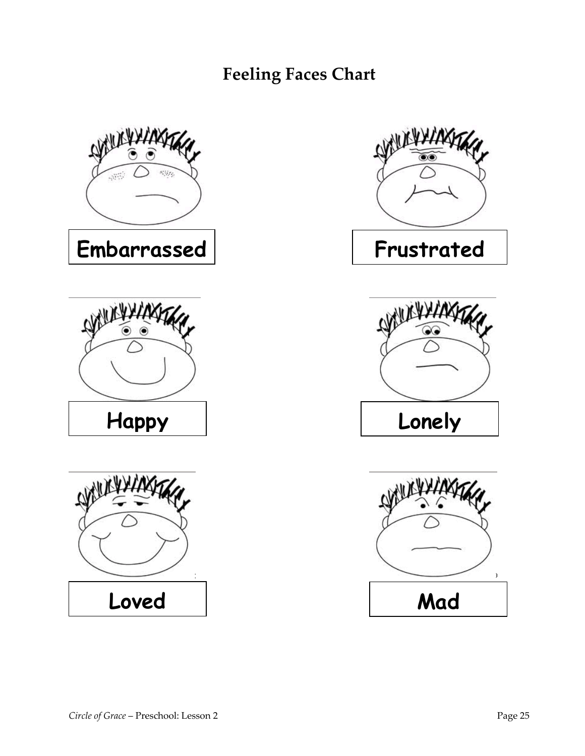# Feeling Faces Chart

**Embarrassed**

**Frustrated**

**Happy**

**Lonely**

**Loved**

**Mad**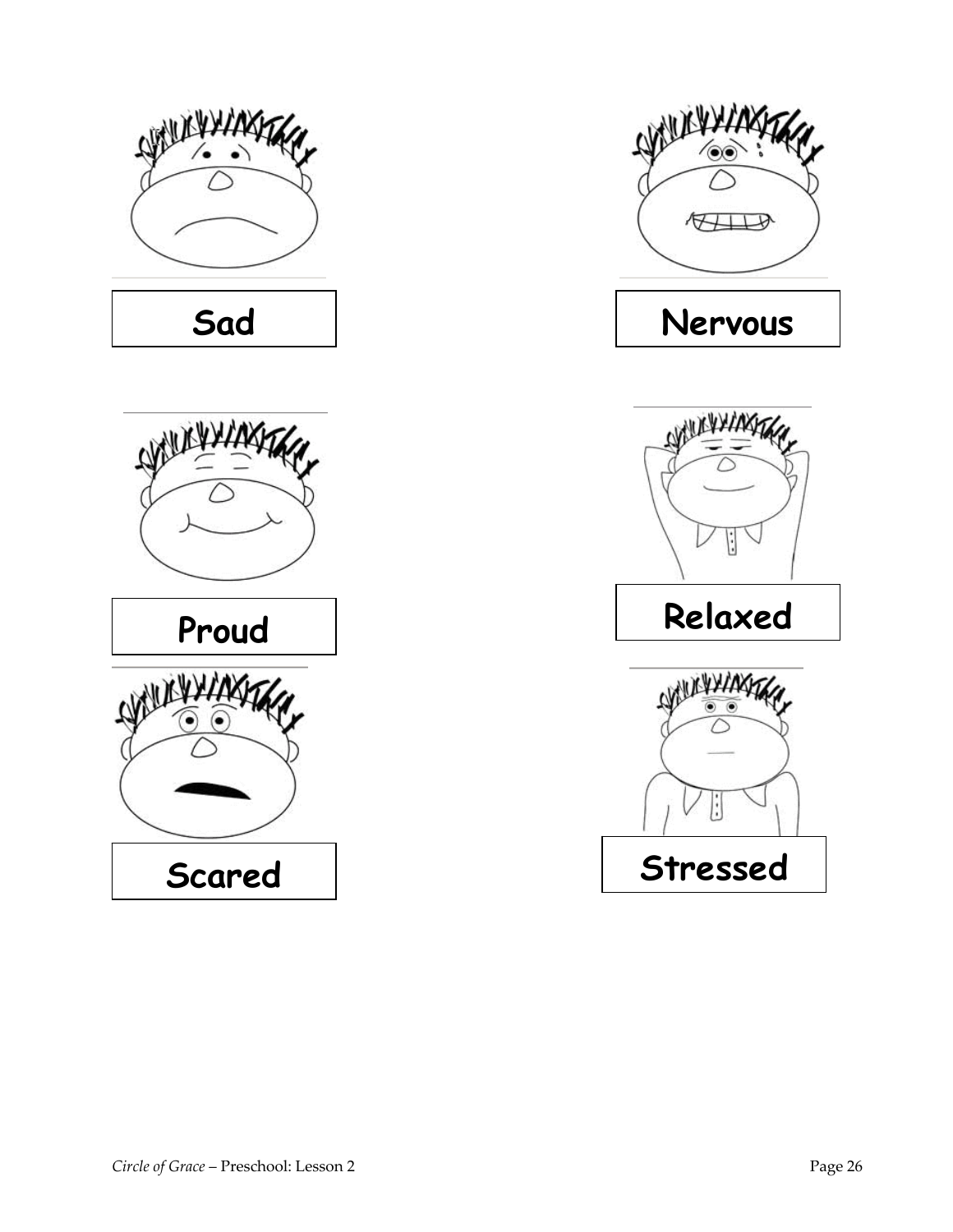Sad

Nervous

Proud

Relaxed

Scared

Stressed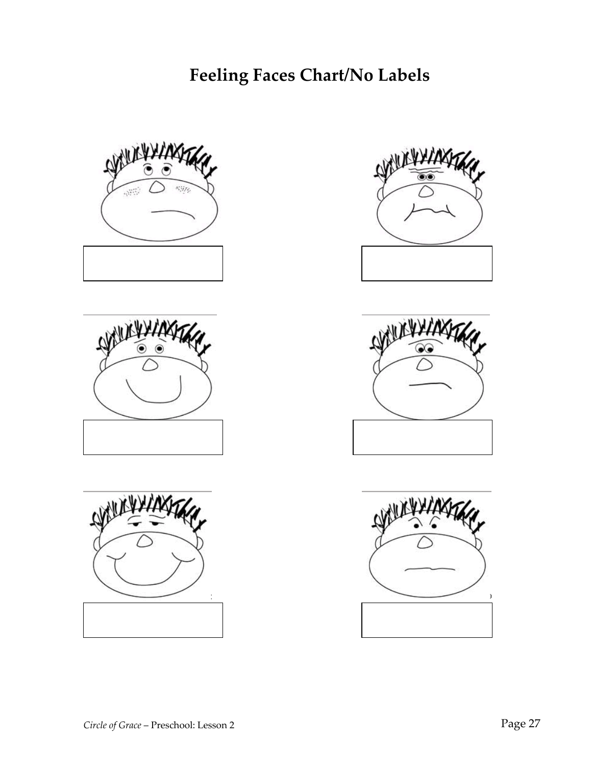# Feeling Faces Chart/No Labels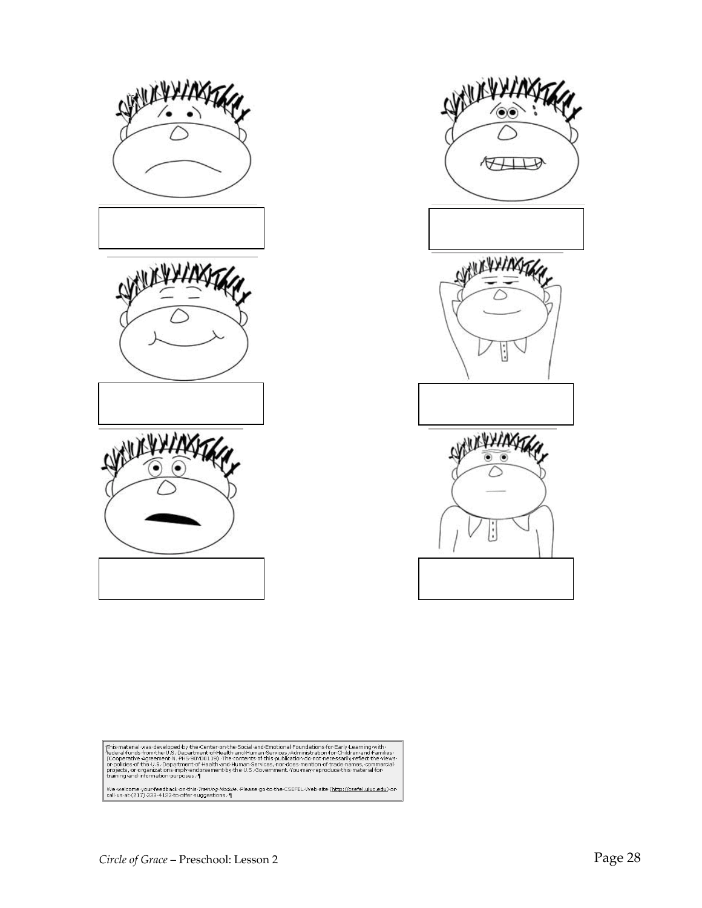This material was developed by the Center on the Social and Emotional Foundations for Early Learning with federal funds from the U.S. Department of Health and Human Services, Administration for Children and Families (Cooperative Agreement N. PHS 90YD0119). The contents of this publication do not necessarily reflect the views or policies of the U.S. Department of Health and Human Services, nor does mention of trade names, commercial projects, or organizations imply endorsement by the U.S. Government. You may reproduce this material for training and information purposes.

We welcome your feedback on this *Training Module*. Please go to the CSEFEL Web site (http://csefel.uiuc.edu) or call us at (217) 333-4123 to offer suggestions.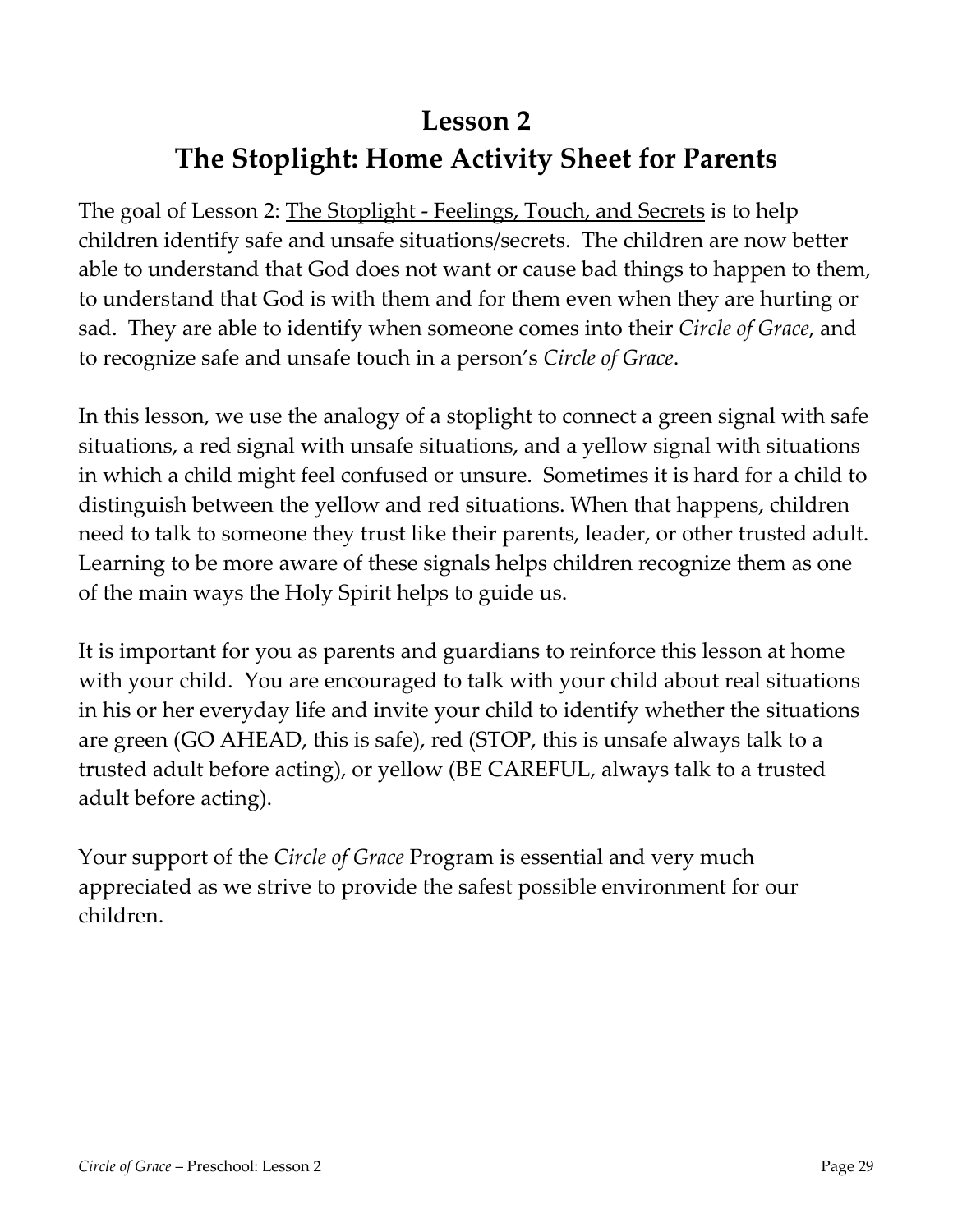# Lesson 2
# The Stoplight: Home Activity Sheet for Parents

The goal of Lesson 2: <u>The Stoplight - Feelings, Touch, and Secrets</u> is to help children identify safe and unsafe situations/secrets. The children are now better able to understand that God does not want or cause bad things to happen to them, to understand that God is with them and for them even when they are hurting or sad. They are able to identify when someone comes into their *Circle of Grace*, and to recognize safe and unsafe touch in a person's *Circle of Grace*.

In this lesson, we use the analogy of a stoplight to connect a green signal with safe situations, a red signal with unsafe situations, and a yellow signal with situations in which a child might feel confused or unsure. Sometimes it is hard for a child to distinguish between the yellow and red situations. When that happens, children need to talk to someone they trust like their parents, leader, or other trusted adult. Learning to be more aware of these signals helps children recognize them as one of the main ways the Holy Spirit helps to guide us.

It is important for you as parents and guardians to reinforce this lesson at home with your child. You are encouraged to talk with your child about real situations in his or her everyday life and invite your child to identify whether the situations are green (GO AHEAD, this is safe), red (STOP, this is unsafe always talk to a trusted adult before acting), or yellow (BE CAREFUL, always talk to a trusted adult before acting).

Your support of the *Circle of Grace* Program is essential and very much appreciated as we strive to provide the safest possible environment for our children.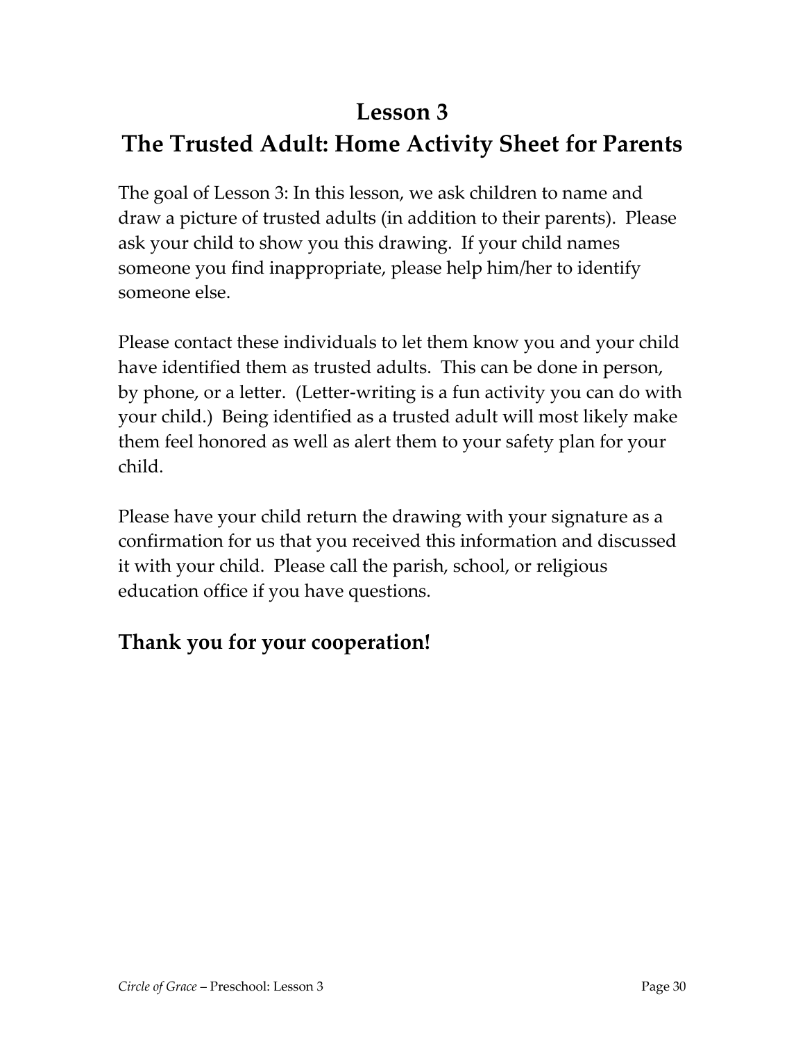# Lesson 3
# The Trusted Adult: Home Activity Sheet for Parents

The goal of Lesson 3: In this lesson, we ask children to name and draw a picture of trusted adults (in addition to their parents). Please ask your child to show you this drawing. If your child names someone you find inappropriate, please help him/her to identify someone else.

Please contact these individuals to let them know you and your child have identified them as trusted adults. This can be done in person, by phone, or a letter. (Letter-writing is a fun activity you can do with your child.) Being identified as a trusted adult will most likely make them feel honored as well as alert them to your safety plan for your child.

Please have your child return the drawing with your signature as a confirmation for us that you received this information and discussed it with your child. Please call the parish, school, or religious education office if you have questions.

## Thank you for your cooperation!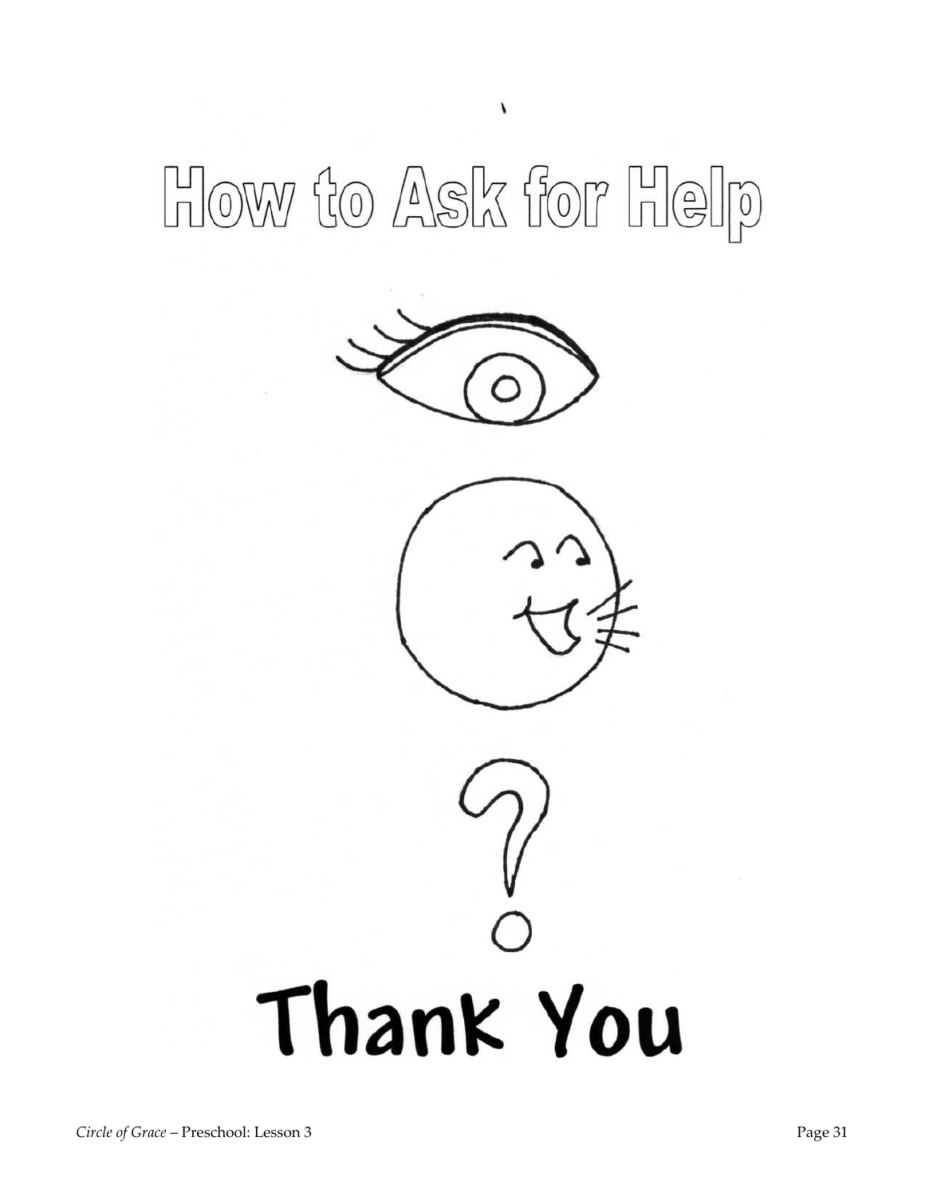# How to Ask for Help

?

Thank You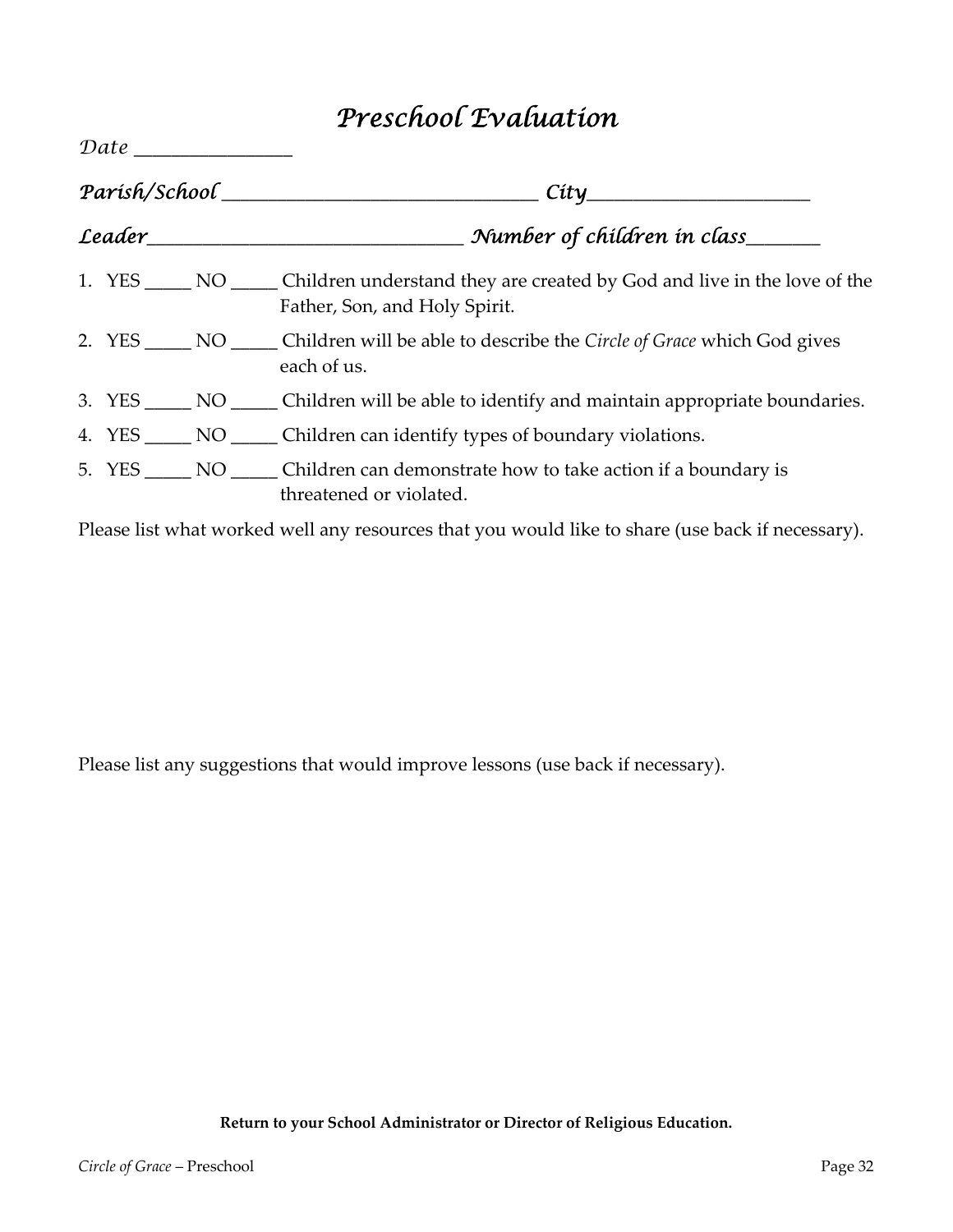# *Preschool Evaluation*

*Date* ________________

*Parish/School* _________________________________ *City*________________________

*Leader*_________________________________ *Number of children in class*_______

1. YES _____ NO _____ Children understand they are created by God and live in the love of the Father, Son, and Holy Spirit.
2. YES _____ NO _____ Children will be able to describe the *Circle of Grace* which God gives each of us.
3. YES _____ NO _____ Children will be able to identify and maintain appropriate boundaries.
4. YES _____ NO _____ Children can identify types of boundary violations.
5. YES _____ NO _____ Children can demonstrate how to take action if a boundary is threatened or violated.

Please list what worked well any resources that you would like to share (use back if necessary).

Please list any suggestions that would improve lessons (use back if necessary).

**Return to your School Administrator or Director of Religious Education.**